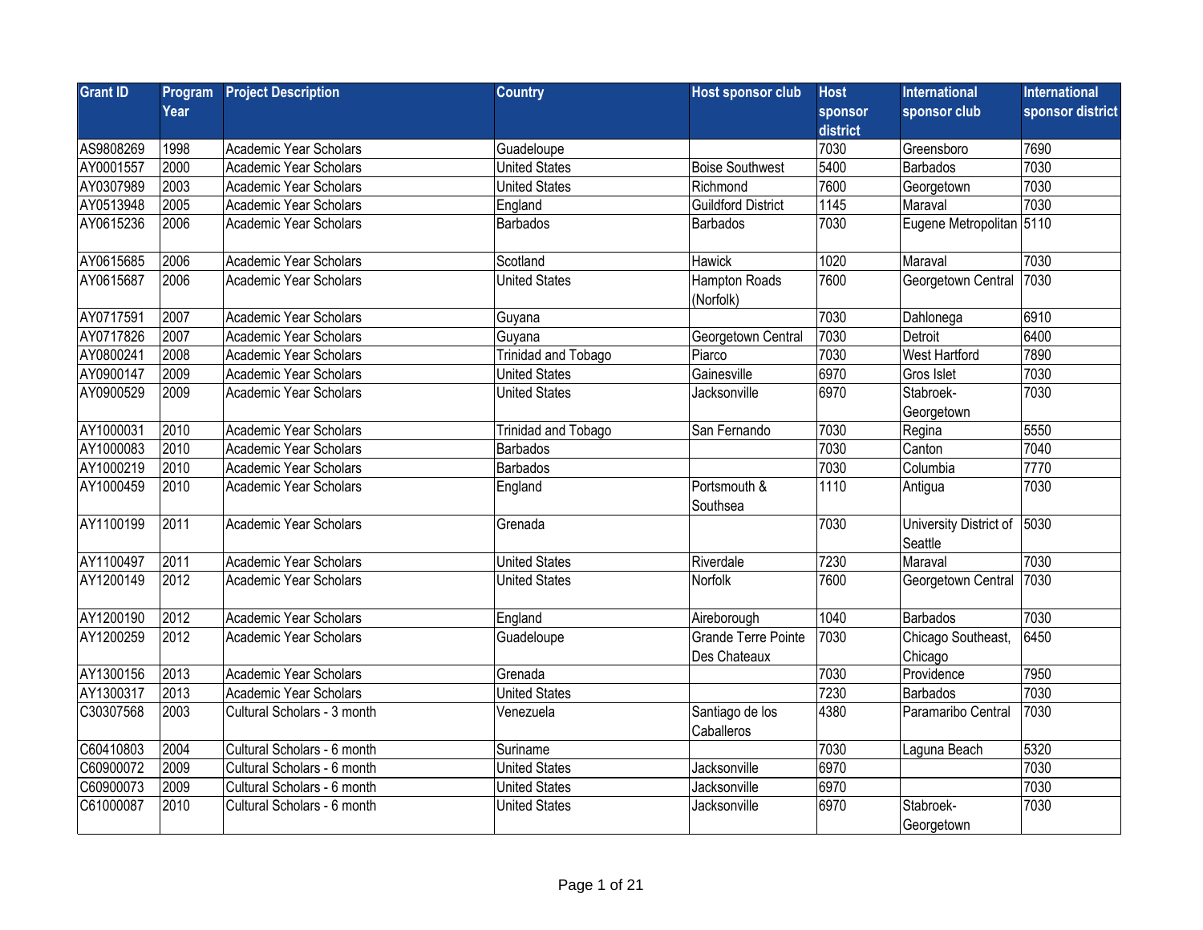| Grant ID | Program Year | Project Description | Country | Host sponsor club | Host sponsor district | International sponsor club | International sponsor district |
|---|---|---|---|---|---|---|---|
| AS9808269 | 1998 | Academic Year Scholars | Guadeloupe | | 7030 | Greensboro | 7690 |
| AY0001557 | 2000 | Academic Year Scholars | United States | Boise Southwest | 5400 | Barbados | 7030 |
| AY0307989 | 2003 | Academic Year Scholars | United States | Richmond | 7600 | Georgetown | 7030 |
| AY0513948 | 2005 | Academic Year Scholars | England | Guildford District | 1145 | Maraval | 7030 |
| AY0615236 | 2006 | Academic Year Scholars | Barbados | Barbados | 7030 | Eugene Metropolitan | 5110 |
| AY0615685 | 2006 | Academic Year Scholars | Scotland | Hawick | 1020 | Maraval | 7030 |
| AY0615687 | 2006 | Academic Year Scholars | United States | Hampton Roads (Norfolk) | 7600 | Georgetown Central | 7030 |
| AY0717591 | 2007 | Academic Year Scholars | Guyana | | 7030 | Dahlonega | 6910 |
| AY0717826 | 2007 | Academic Year Scholars | Guyana | Georgetown Central | 7030 | Detroit | 6400 |
| AY0800241 | 2008 | Academic Year Scholars | Trinidad and Tobago | Piarco | 7030 | West Hartford | 7890 |
| AY0900147 | 2009 | Academic Year Scholars | United States | Gainesville | 6970 | Gros Islet | 7030 |
| AY0900529 | 2009 | Academic Year Scholars | United States | Jacksonville | 6970 | Stabroek-Georgetown | 7030 |
| AY1000031 | 2010 | Academic Year Scholars | Trinidad and Tobago | San Fernando | 7030 | Regina | 5550 |
| AY1000083 | 2010 | Academic Year Scholars | Barbados | | 7030 | Canton | 7040 |
| AY1000219 | 2010 | Academic Year Scholars | Barbados | | 7030 | Columbia | 7770 |
| AY1000459 | 2010 | Academic Year Scholars | England | Portsmouth & Southsea | 1110 | Antigua | 7030 |
| AY1100199 | 2011 | Academic Year Scholars | Grenada | | 7030 | University District of Seattle | 5030 |
| AY1100497 | 2011 | Academic Year Scholars | United States | Riverdale | 7230 | Maraval | 7030 |
| AY1200149 | 2012 | Academic Year Scholars | United States | Norfolk | 7600 | Georgetown Central | 7030 |
| AY1200190 | 2012 | Academic Year Scholars | England | Aireborough | 1040 | Barbados | 7030 |
| AY1200259 | 2012 | Academic Year Scholars | Guadeloupe | Grande Terre Pointe Des Chateaux | 7030 | Chicago Southeast, Chicago | 6450 |
| AY1300156 | 2013 | Academic Year Scholars | Grenada | | 7030 | Providence | 7950 |
| AY1300317 | 2013 | Academic Year Scholars | United States | | 7230 | Barbados | 7030 |
| C30307568 | 2003 | Cultural Scholars - 3 month | Venezuela | Santiago de los Caballeros | 4380 | Paramaribo Central | 7030 |
| C60410803 | 2004 | Cultural Scholars - 6 month | Suriname | | 7030 | Laguna Beach | 5320 |
| C60900072 | 2009 | Cultural Scholars - 6 month | United States | Jacksonville | 6970 | | 7030 |
| C60900073 | 2009 | Cultural Scholars - 6 month | United States | Jacksonville | 6970 | | 7030 |
| C61000087 | 2010 | Cultural Scholars - 6 month | United States | Jacksonville | 6970 | Stabroek-Georgetown | 7030 |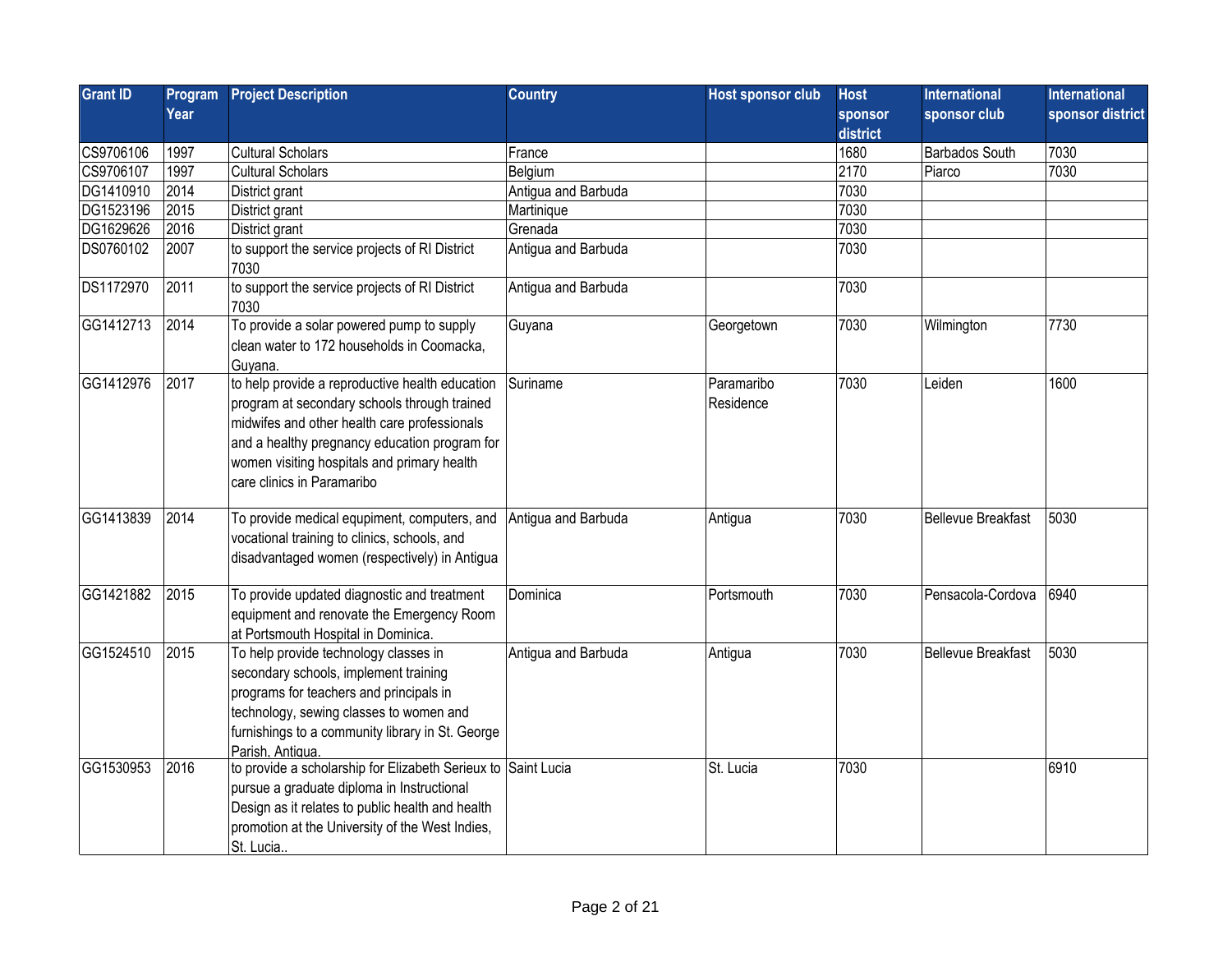| Grant ID | Program Year | Project Description | Country | Host sponsor club | Host sponsor district | International sponsor club | International sponsor district |
|---|---|---|---|---|---|---|---|
| CS9706106 | 1997 | Cultural Scholars | France | | 1680 | Barbados South | 7030 |
| CS9706107 | 1997 | Cultural Scholars | Belgium | | 2170 | Piarco | 7030 |
| DG1410910 | 2014 | District grant | Antigua and Barbuda | | 7030 | | |
| DG1523196 | 2015 | District grant | Martinique | | 7030 | | |
| DG1629626 | 2016 | District grant | Grenada | | 7030 | | |
| DS0760102 | 2007 | to support the service projects of RI District 7030 | Antigua and Barbuda | | 7030 | | |
| DS1172970 | 2011 | to support the service projects of RI District 7030 | Antigua and Barbuda | | 7030 | | |
| GG1412713 | 2014 | To provide a solar powered pump to supply clean water to 172 households in Coomacka, Guyana. | Guyana | Georgetown | 7030 | Wilmington | 7730 |
| GG1412976 | 2017 | to help provide a reproductive health education program at secondary schools through trained midwifes and other health care professionals and a healthy pregnancy education program for women visiting hospitals and primary health care clinics in Paramaribo | Suriname | Paramaribo Residence | 7030 | Leiden | 1600 |
| GG1413839 | 2014 | To provide medical equipment, computers, and vocational training to clinics, schools, and disadvantaged women (respectively) in Antigua | Antigua and Barbuda | Antigua | 7030 | Bellevue Breakfast | 5030 |
| GG1421882 | 2015 | To provide updated diagnostic and treatment equipment and renovate the Emergency Room at Portsmouth Hospital in Dominica. | Dominica | Portsmouth | 7030 | Pensacola-Cordova | 6940 |
| GG1524510 | 2015 | To help provide technology classes in secondary schools, implement training programs for teachers and principals in technology, sewing classes to women and furnishings to a community library in St. George Parish, Antigua. | Antigua and Barbuda | Antigua | 7030 | Bellevue Breakfast | 5030 |
| GG1530953 | 2016 | to provide a scholarship for Elizabeth Serieux to pursue a graduate diploma in Instructional Design as it relates to public health and health promotion at the University of the West Indies, St. Lucia.. | Saint Lucia | St. Lucia | 7030 | | 6910 |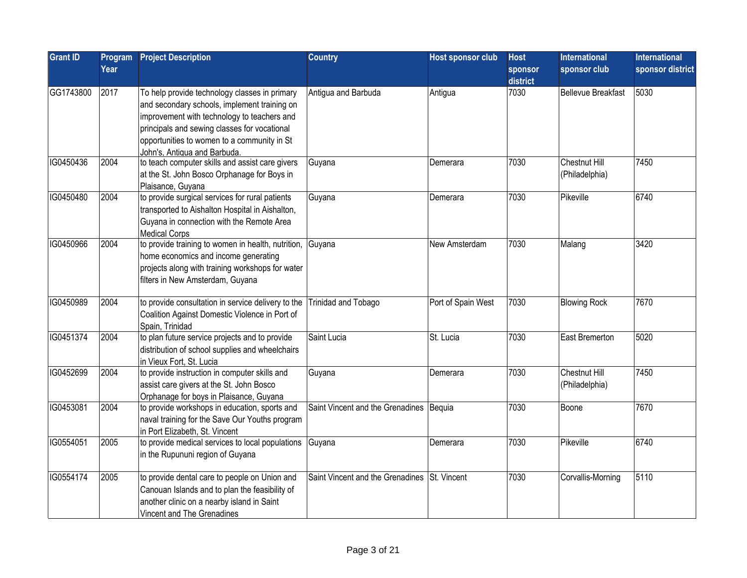| Grant ID | Program Year | Project Description | Country | Host sponsor club | Host sponsor district | International sponsor club | International sponsor district |
|---|---|---|---|---|---|---|---|
| GG1743800 | 2017 | To help provide technology classes in primary and secondary schools, implement training on improvement with technology to teachers and principals and sewing classes for vocational opportunities to women to a community in St John's, Antigua and Barbuda. | Antigua and Barbuda | Antigua | 7030 | Bellevue Breakfast | 5030 |
| IG0450436 | 2004 | to teach computer skills and assist care givers at the St. John Bosco Orphanage for Boys in Plaisance, Guyana | Guyana | Demerara | 7030 | Chestnut Hill (Philadelphia) | 7450 |
| IG0450480 | 2004 | to provide surgical services for rural patients transported to Aishalton Hospital in Aishalton, Guyana in connection with the Remote Area Medical Corps | Guyana | Demerara | 7030 | Pikeville | 6740 |
| IG0450966 | 2004 | to provide training to women in health, nutrition, home economics and income generating projects along with training workshops for water filters in New Amsterdam, Guyana | Guyana | New Amsterdam | 7030 | Malang | 3420 |
| IG0450989 | 2004 | to provide consultation in service delivery to the Coalition Against Domestic Violence in Port of Spain, Trinidad | Trinidad and Tobago | Port of Spain West | 7030 | Blowing Rock | 7670 |
| IG0451374 | 2004 | to plan future service projects and to provide distribution of school supplies and wheelchairs in Vieux Fort, St. Lucia | Saint Lucia | St. Lucia | 7030 | East Bremerton | 5020 |
| IG0452699 | 2004 | to provide instruction in computer skills and assist care givers at the St. John Bosco Orphanage for boys in Plaisance, Guyana | Guyana | Demerara | 7030 | Chestnut Hill (Philadelphia) | 7450 |
| IG0453081 | 2004 | to provide workshops in education, sports and naval training for the Save Our Youths program in Port Elizabeth, St. Vincent | Saint Vincent and the Grenadines | Bequia | 7030 | Boone | 7670 |
| IG0554051 | 2005 | to provide medical services to local populations in the Rupununi region of Guyana | Guyana | Demerara | 7030 | Pikeville | 6740 |
| IG0554174 | 2005 | to provide dental care to people on Union and Canouan Islands and to plan the feasibility of another clinic on a nearby island in Saint Vincent and The Grenadines | Saint Vincent and the Grenadines | St. Vincent | 7030 | Corvallis-Morning | 5110 |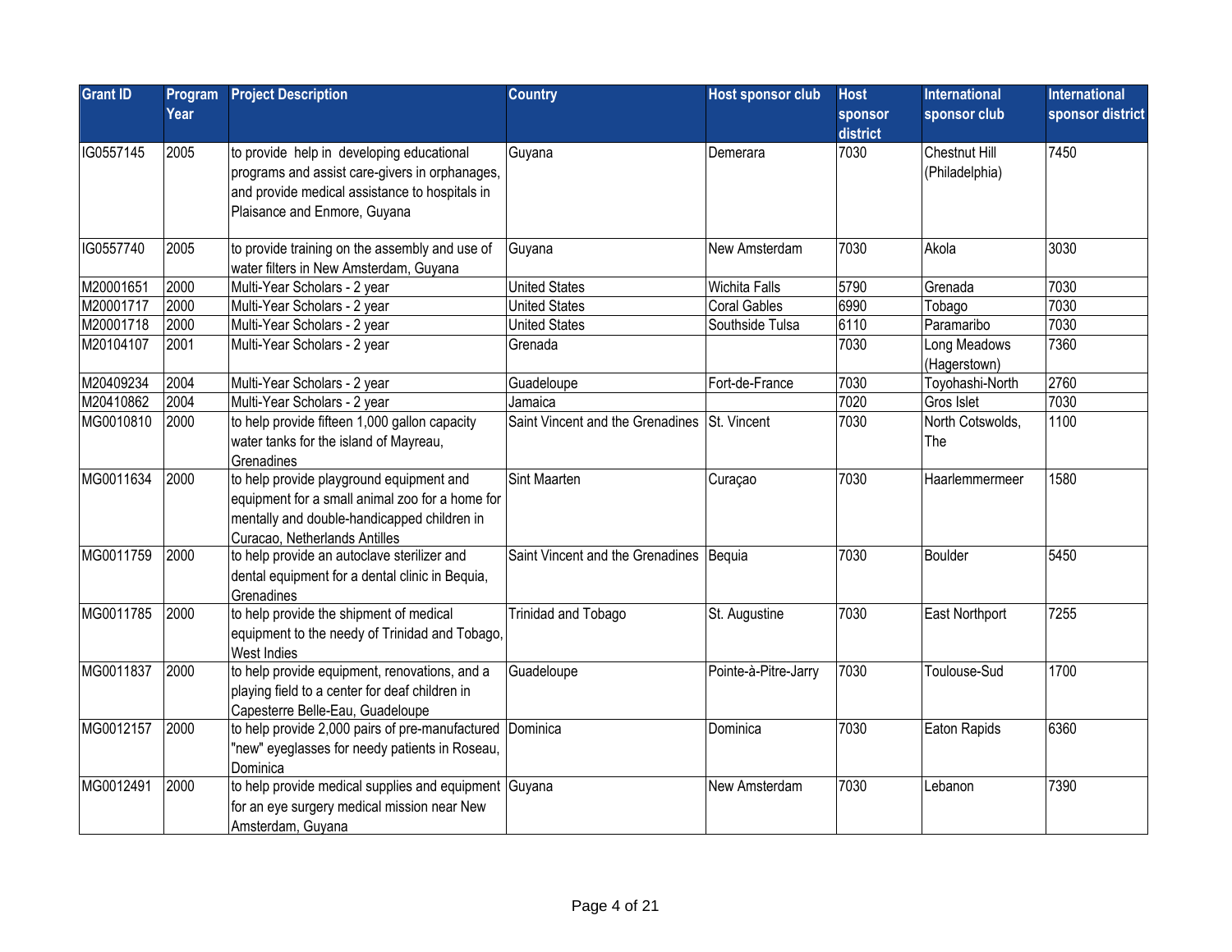| Grant ID | Program Year | Project Description | Country | Host sponsor club | Host sponsor district | International sponsor club | International sponsor district |
|---|---|---|---|---|---|---|---|
| IG0557145 | 2005 | to provide help in developing educational programs and assist care-givers in orphanages, and provide medical assistance to hospitals in Plaisance and Enmore, Guyana | Guyana | Demerara | 7030 | Chestnut Hill (Philadelphia) | 7450 |
| IG0557740 | 2005 | to provide training on the assembly and use of water filters in New Amsterdam, Guyana | Guyana | New Amsterdam | 7030 | Akola | 3030 |
| M20001651 | 2000 | Multi-Year Scholars - 2 year | United States | Wichita Falls | 5790 | Grenada | 7030 |
| M20001717 | 2000 | Multi-Year Scholars - 2 year | United States | Coral Gables | 6990 | Tobago | 7030 |
| M20001718 | 2000 | Multi-Year Scholars - 2 year | United States | Southside Tulsa | 6110 | Paramaribo | 7030 |
| M20104107 | 2001 | Multi-Year Scholars - 2 year | Grenada | | 7030 | Long Meadows (Hagerstown) | 7360 |
| M20409234 | 2004 | Multi-Year Scholars - 2 year | Guadeloupe | Fort-de-France | 7030 | Toyohashi-North | 2760 |
| M20410862 | 2004 | Multi-Year Scholars - 2 year | Jamaica | | 7020 | Gros Islet | 7030 |
| MG0010810 | 2000 | to help provide fifteen 1,000 gallon capacity water tanks for the island of Mayreau, Grenadines | Saint Vincent and the Grenadines | St. Vincent | 7030 | North Cotswolds, The | 1100 |
| MG0011634 | 2000 | to help provide playground equipment and equipment for a small animal zoo for a home for mentally and double-handicapped children in Curacao, Netherlands Antilles | Sint Maarten | Curaçao | 7030 | Haarlemmermeer | 1580 |
| MG0011759 | 2000 | to help provide an autoclave sterilizer and dental equipment for a dental clinic in Bequia, Grenadines | Saint Vincent and the Grenadines | Bequia | 7030 | Boulder | 5450 |
| MG0011785 | 2000 | to help provide the shipment of medical equipment to the needy of Trinidad and Tobago, West Indies | Trinidad and Tobago | St. Augustine | 7030 | East Northport | 7255 |
| MG0011837 | 2000 | to help provide equipment, renovations, and a playing field to a center for deaf children in Capesterre Belle-Eau, Guadeloupe | Guadeloupe | Pointe-à-Pitre-Jarry | 7030 | Toulouse-Sud | 1700 |
| MG0012157 | 2000 | to help provide 2,000 pairs of pre-manufactured "new" eyeglasses for needy patients in Roseau, Dominica | Dominica | Dominica | 7030 | Eaton Rapids | 6360 |
| MG0012491 | 2000 | to help provide medical supplies and equipment for an eye surgery medical mission near New Amsterdam, Guyana | Guyana | New Amsterdam | 7030 | Lebanon | 7390 |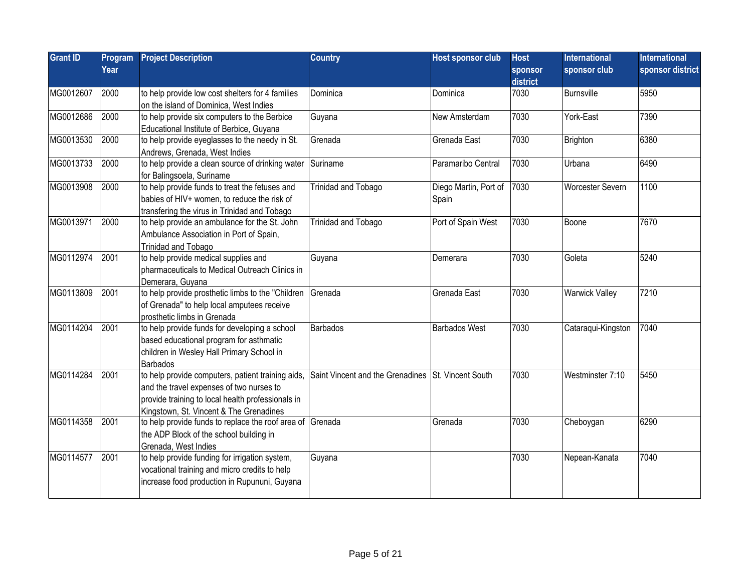| Grant ID | Program Year | Project Description | Country | Host sponsor club | Host sponsor district | International sponsor club | International sponsor district |
|---|---|---|---|---|---|---|---|
| MG0012607 | 2000 | to help provide low cost shelters for 4 families on the island of Dominica, West Indies | Dominica | Dominica | 7030 | Burnsville | 5950 |
| MG0012686 | 2000 | to help provide six computers to the Berbice Educational Institute of Berbice, Guyana | Guyana | New Amsterdam | 7030 | York-East | 7390 |
| MG0013530 | 2000 | to help provide eyeglasses to the needy in St. Andrews, Grenada, West Indies | Grenada | Grenada East | 7030 | Brighton | 6380 |
| MG0013733 | 2000 | to help provide a clean source of drinking water for Balingsoela, Suriname | Suriname | Paramaribo Central | 7030 | Urbana | 6490 |
| MG0013908 | 2000 | to help provide funds to treat the fetuses and babies of HIV+ women, to reduce the risk of transfering the virus in Trinidad and Tobago | Trinidad and Tobago | Diego Martin, Port of Spain | 7030 | Worcester Severn | 1100 |
| MG0013971 | 2000 | to help provide an ambulance for the St. John Ambulance Association in Port of Spain, Trinidad and Tobago | Trinidad and Tobago | Port of Spain West | 7030 | Boone | 7670 |
| MG0112974 | 2001 | to help provide medical supplies and pharmaceuticals to Medical Outreach Clinics in Demerara, Guyana | Guyana | Demerara | 7030 | Goleta | 5240 |
| MG0113809 | 2001 | to help provide prosthetic limbs to the "Children of Grenada" to help local amputees receive prosthetic limbs in Grenada | Grenada | Grenada East | 7030 | Warwick Valley | 7210 |
| MG0114204 | 2001 | to help provide funds for developing a school based educational program for asthmatic children in Wesley Hall Primary School in Barbados | Barbados | Barbados West | 7030 | Cataraqui-Kingston | 7040 |
| MG0114284 | 2001 | to help provide computers, patient training aids, and the travel expenses of two nurses to provide training to local health professionals in Kingstown, St. Vincent & The Grenadines | Saint Vincent and the Grenadines | St. Vincent South | 7030 | Westminster 7:10 | 5450 |
| MG0114358 | 2001 | to help provide funds to replace the roof area of the ADP Block of the school building in Grenada, West Indies | Grenada | Grenada | 7030 | Cheboygan | 6290 |
| MG0114577 | 2001 | to help provide funding for irrigation system, vocational training and micro credits to help increase food production in Rupununi, Guyana | Guyana | | 7030 | Nepean-Kanata | 7040 |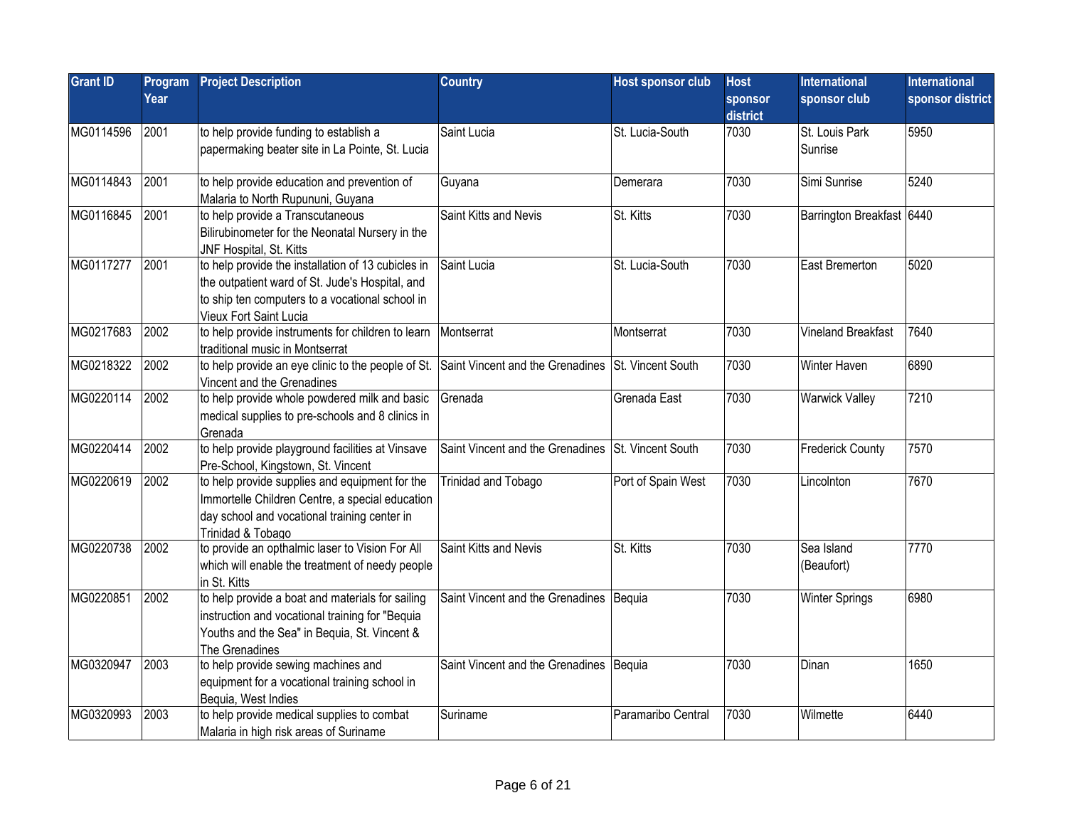| Grant ID | Program Year | Project Description | Country | Host sponsor club | Host sponsor district | International sponsor club | International sponsor district |
|---|---|---|---|---|---|---|---|
| MG0114596 | 2001 | to help provide funding to establish a papermaking beater site in La Pointe, St. Lucia | Saint Lucia | St. Lucia-South | 7030 | St. Louis Park Sunrise | 5950 |
| MG0114843 | 2001 | to help provide education and prevention of Malaria to North Rupununi, Guyana | Guyana | Demerara | 7030 | Simi Sunrise | 5240 |
| MG0116845 | 2001 | to help provide a Transcutaneous Bilirubinometer for the Neonatal Nursery in the JNF Hospital, St. Kitts | Saint Kitts and Nevis | St. Kitts | 7030 | Barrington Breakfast | 6440 |
| MG0117277 | 2001 | to help provide the installation of 13 cubicles in the outpatient ward of St. Jude's Hospital, and to ship ten computers to a vocational school in Vieux Fort Saint Lucia | Saint Lucia | St. Lucia-South | 7030 | East Bremerton | 5020 |
| MG0217683 | 2002 | to help provide instruments for children to learn traditional music in Montserrat | Montserrat | Montserrat | 7030 | Vineland Breakfast | 7640 |
| MG0218322 | 2002 | to help provide an eye clinic to the people of St. Vincent and the Grenadines | Saint Vincent and the Grenadines | St. Vincent South | 7030 | Winter Haven | 6890 |
| MG0220114 | 2002 | to help provide whole powdered milk and basic medical supplies to pre-schools and 8 clinics in Grenada | Grenada | Grenada East | 7030 | Warwick Valley | 7210 |
| MG0220414 | 2002 | to help provide playground facilities at Vinsave Pre-School, Kingstown, St. Vincent | Saint Vincent and the Grenadines | St. Vincent South | 7030 | Frederick County | 7570 |
| MG0220619 | 2002 | to help provide supplies and equipment for the Immortelle Children Centre, a special education day school and vocational training center in Trinidad & Tobago | Trinidad and Tobago | Port of Spain West | 7030 | Lincolnton | 7670 |
| MG0220738 | 2002 | to provide an opthalmic laser to Vision For All which will enable the treatment of needy people in St. Kitts | Saint Kitts and Nevis | St. Kitts | 7030 | Sea Island (Beaufort) | 7770 |
| MG0220851 | 2002 | to help provide a boat and materials for sailing instruction and vocational training for "Bequia Youths and the Sea" in Bequia, St. Vincent & The Grenadines | Saint Vincent and the Grenadines | Bequia | 7030 | Winter Springs | 6980 |
| MG0320947 | 2003 | to help provide sewing machines and equipment for a vocational training school in Bequia, West Indies | Saint Vincent and the Grenadines | Bequia | 7030 | Dinan | 1650 |
| MG0320993 | 2003 | to help provide medical supplies to combat Malaria in high risk areas of Suriname | Suriname | Paramaribo Central | 7030 | Wilmette | 6440 |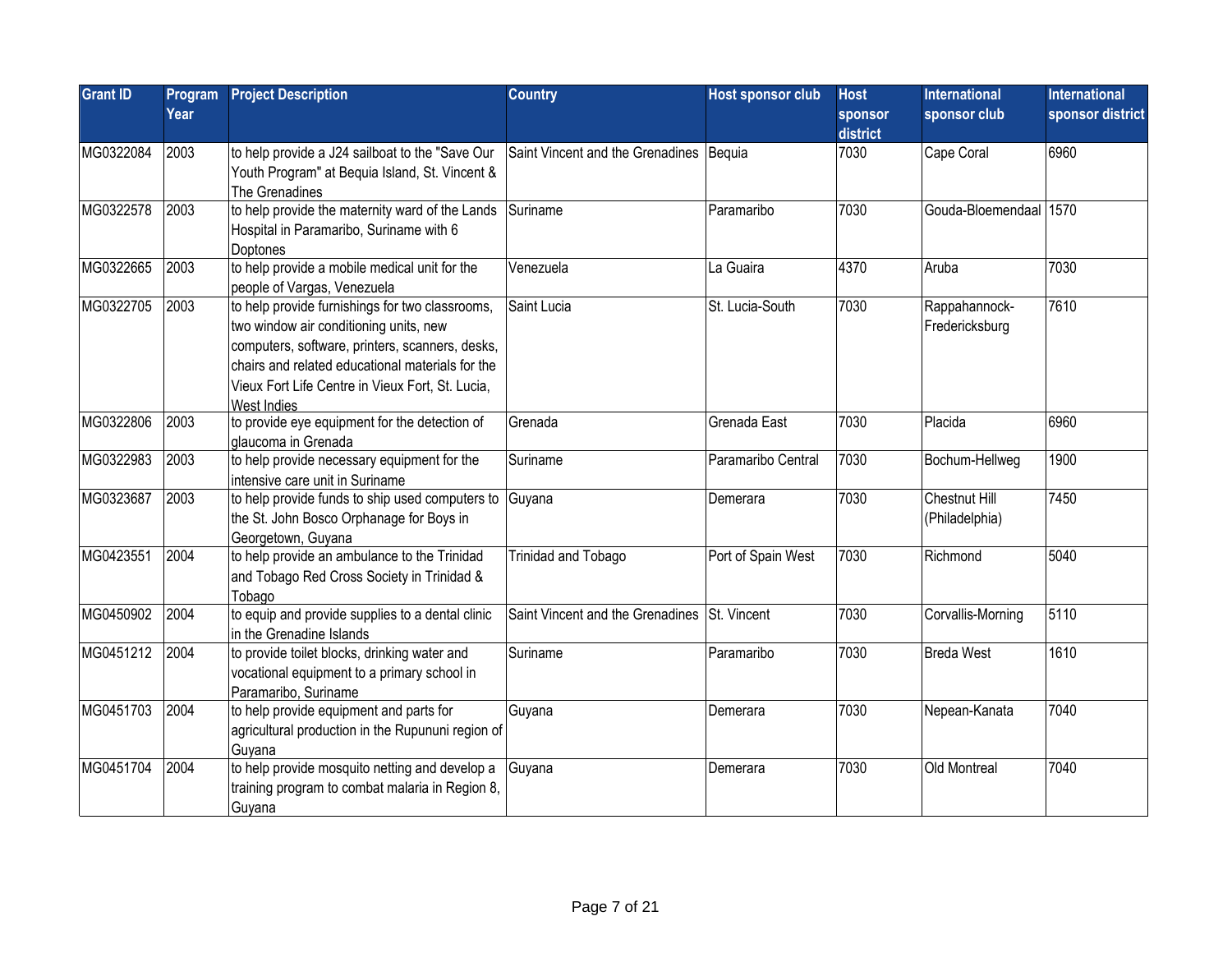| Grant ID | Program Year | Project Description | Country | Host sponsor club | Host sponsor district | International sponsor club | International sponsor district |
|---|---|---|---|---|---|---|---|
| MG0322084 | 2003 | to help provide a J24 sailboat to the "Save Our Youth Program" at Bequia Island, St. Vincent & The Grenadines | Saint Vincent and the Grenadines | Bequia | 7030 | Cape Coral | 6960 |
| MG0322578 | 2003 | to help provide the maternity ward of the Lands Hospital in Paramaribo, Suriname with 6 Doptones | Suriname | Paramaribo | 7030 | Gouda-Bloemendaal | 1570 |
| MG0322665 | 2003 | to help provide a mobile medical unit for the people of Vargas, Venezuela | Venezuela | La Guaira | 4370 | Aruba | 7030 |
| MG0322705 | 2003 | to help provide furnishings for two classrooms, two window air conditioning units, new computers, software, printers, scanners, desks, chairs and related educational materials for the Vieux Fort Life Centre in Vieux Fort, St. Lucia, West Indies | Saint Lucia | St. Lucia-South | 7030 | Rappahannock-Fredericksburg | 7610 |
| MG0322806 | 2003 | to provide eye equipment for the detection of glaucoma in Grenada | Grenada | Grenada East | 7030 | Placida | 6960 |
| MG0322983 | 2003 | to help provide necessary equipment for the intensive care unit in Suriname | Suriname | Paramaribo Central | 7030 | Bochum-Hellweg | 1900 |
| MG0323687 | 2003 | to help provide funds to ship used computers to the St. John Bosco Orphanage for Boys in Georgetown, Guyana | Guyana | Demerara | 7030 | Chestnut Hill (Philadelphia) | 7450 |
| MG0423551 | 2004 | to help provide an ambulance to the Trinidad and Tobago Red Cross Society in Trinidad & Tobago | Trinidad and Tobago | Port of Spain West | 7030 | Richmond | 5040 |
| MG0450902 | 2004 | to equip and provide supplies to a dental clinic in the Grenadine Islands | Saint Vincent and the Grenadines | St. Vincent | 7030 | Corvallis-Morning | 5110 |
| MG0451212 | 2004 | to provide toilet blocks, drinking water and vocational equipment to a primary school in Paramaribo, Suriname | Suriname | Paramaribo | 7030 | Breda West | 1610 |
| MG0451703 | 2004 | to help provide equipment and parts for agricultural production in the Rupununi region of Guyana | Guyana | Demerara | 7030 | Nepean-Kanata | 7040 |
| MG0451704 | 2004 | to help provide mosquito netting and develop a training program to combat malaria in Region 8, Guyana | Guyana | Demerara | 7030 | Old Montreal | 7040 |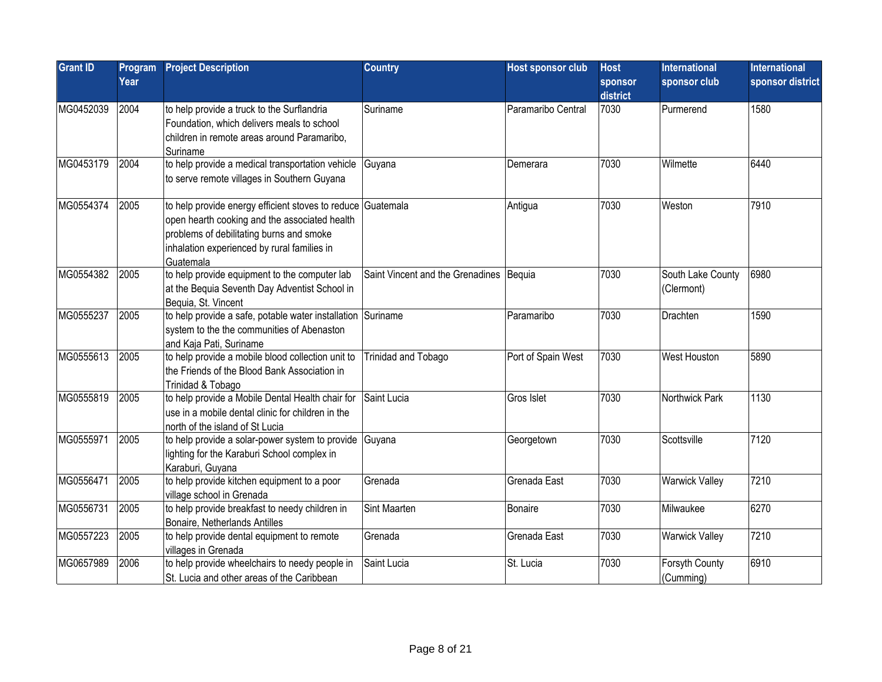| Grant ID | Program Year | Project Description | Country | Host sponsor club | Host sponsor district | International sponsor club | International sponsor district |
|---|---|---|---|---|---|---|---|
| MG0452039 | 2004 | to help provide a truck to the Surflandria Foundation, which delivers meals to school children in remote areas around Paramaribo, Suriname | Suriname | Paramaribo Central | 7030 | Purmerend | 1580 |
| MG0453179 | 2004 | to help provide a medical transportation vehicle to serve remote villages in Southern Guyana | Guyana | Demerara | 7030 | Wilmette | 6440 |
| MG0554374 | 2005 | to help provide energy efficient stoves to reduce open hearth cooking and the associated health problems of debilitating burns and smoke inhalation experienced by rural families in Guatemala | Guatemala | Antigua | 7030 | Weston | 7910 |
| MG0554382 | 2005 | to help provide equipment to the computer lab at the Bequia Seventh Day Adventist School in Bequia, St. Vincent | Saint Vincent and the Grenadines | Bequia | 7030 | South Lake County (Clermont) | 6980 |
| MG0555237 | 2005 | to help provide a safe, potable water installation system to the the communities of Abenaston and Kaja Pati, Suriname | Suriname | Paramaribo | 7030 | Drachten | 1590 |
| MG0555613 | 2005 | to help provide a mobile blood collection unit to the Friends of the Blood Bank Association in Trinidad & Tobago | Trinidad and Tobago | Port of Spain West | 7030 | West Houston | 5890 |
| MG0555819 | 2005 | to help provide a Mobile Dental Health chair for use in a mobile dental clinic for children in the north of the island of St Lucia | Saint Lucia | Gros Islet | 7030 | Northwick Park | 1130 |
| MG0555971 | 2005 | to help provide a solar-power system to provide lighting for the Karaburi School complex in Karaburi, Guyana | Guyana | Georgetown | 7030 | Scottsville | 7120 |
| MG0556471 | 2005 | to help provide kitchen equipment to a poor village school in Grenada | Grenada | Grenada East | 7030 | Warwick Valley | 7210 |
| MG0556731 | 2005 | to help provide breakfast to needy children in Bonaire, Netherlands Antilles | Sint Maarten | Bonaire | 7030 | Milwaukee | 6270 |
| MG0557223 | 2005 | to help provide dental equipment to remote villages in Grenada | Grenada | Grenada East | 7030 | Warwick Valley | 7210 |
| MG0657989 | 2006 | to help provide wheelchairs to needy people in St. Lucia and other areas of the Caribbean | Saint Lucia | St. Lucia | 7030 | Forsyth County (Cumming) | 6910 |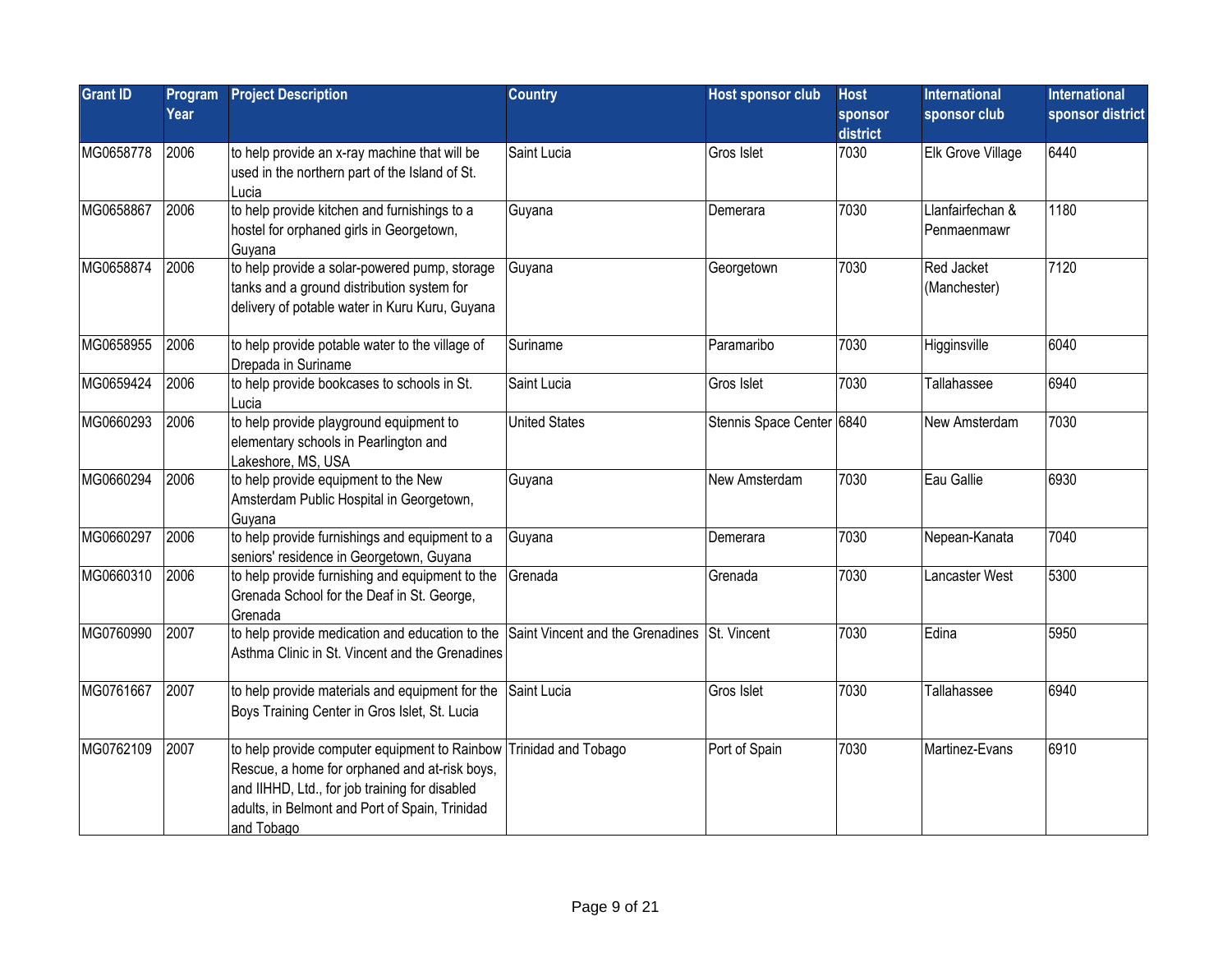| Grant ID | Program Year | Project Description | Country | Host sponsor club | Host sponsor district | International sponsor club | International sponsor district |
|---|---|---|---|---|---|---|---|
| MG0658778 | 2006 | to help provide an x-ray machine that will be used in the northern part of the Island of St. Lucia | Saint Lucia | Gros Islet | 7030 | Elk Grove Village | 6440 |
| MG0658867 | 2006 | to help provide kitchen and furnishings to a hostel for orphaned girls in Georgetown, Guyana | Guyana | Demerara | 7030 | Llanfairfechan & Penmaenmawr | 1180 |
| MG0658874 | 2006 | to help provide a solar-powered pump, storage tanks and a ground distribution system for delivery of potable water in Kuru Kuru, Guyana | Guyana | Georgetown | 7030 | Red Jacket (Manchester) | 7120 |
| MG0658955 | 2006 | to help provide potable water to the village of Drepada in Suriname | Suriname | Paramaribo | 7030 | Higginsville | 6040 |
| MG0659424 | 2006 | to help provide bookcases to schools in St. Lucia | Saint Lucia | Gros Islet | 7030 | Tallahassee | 6940 |
| MG0660293 | 2006 | to help provide playground equipment to elementary schools in Pearlington and Lakeshore, MS, USA | United States | Stennis Space Center | 6840 | New Amsterdam | 7030 |
| MG0660294 | 2006 | to help provide equipment to the New Amsterdam Public Hospital in Georgetown, Guyana | Guyana | New Amsterdam | 7030 | Eau Gallie | 6930 |
| MG0660297 | 2006 | to help provide furnishings and equipment to a seniors' residence in Georgetown, Guyana | Guyana | Demerara | 7030 | Nepean-Kanata | 7040 |
| MG0660310 | 2006 | to help provide furnishing and equipment to the Grenada School for the Deaf in St. George, Grenada | Grenada | Grenada | 7030 | Lancaster West | 5300 |
| MG0760990 | 2007 | to help provide medication and education to the Asthma Clinic in St. Vincent and the Grenadines | Saint Vincent and the Grenadines | St. Vincent | 7030 | Edina | 5950 |
| MG0761667 | 2007 | to help provide materials and equipment for the Boys Training Center in Gros Islet, St. Lucia | Saint Lucia | Gros Islet | 7030 | Tallahassee | 6940 |
| MG0762109 | 2007 | to help provide computer equipment to Rainbow Rescue, a home for orphaned and at-risk boys, and IIHHD, Ltd., for job training for disabled adults, in Belmont and Port of Spain, Trinidad and Tobago | Trinidad and Tobago | Port of Spain | 7030 | Martinez-Evans | 6910 |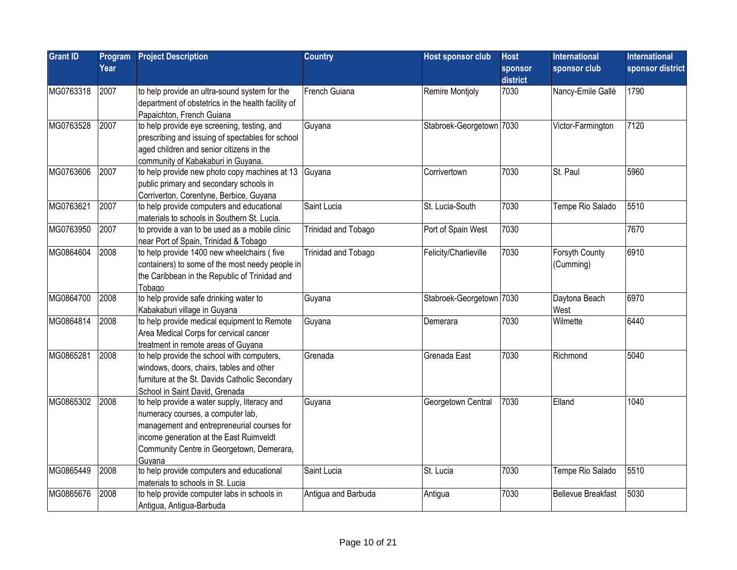| Grant ID | Program Year | Project Description | Country | Host sponsor club | Host sponsor district | International sponsor club | International sponsor district |
|---|---|---|---|---|---|---|---|
| MG0763318 | 2007 | to help provide an ultra-sound system for the department of obstetrics in the health facility of Papaichton, French Guiana | French Guiana | Remire Montjoly | 7030 | Nancy-Emile Gallé | 1790 |
| MG0763528 | 2007 | to help provide eye screening, testing, and prescribing and issuing of spectables for school aged children and senior citizens in the community of Kabakaburi in Guyana. | Guyana | Stabroek-Georgetown | 7030 | Victor-Farmington | 7120 |
| MG0763606 | 2007 | to help provide new photo copy machines at 13 public primary and secondary schools in Corriverton, Corentyne, Berbice, Guyana | Guyana | Corrivertown | 7030 | St. Paul | 5960 |
| MG0763621 | 2007 | to help provide computers and educational materials to schools in Southern St. Lucia. | Saint Lucia | St. Lucia-South | 7030 | Tempe Rio Salado | 5510 |
| MG0763950 | 2007 | to provide a van to be used as a mobile clinic near Port of Spain, Trinidad & Tobago | Trinidad and Tobago | Port of Spain West | 7030 | | 7670 |
| MG0864604 | 2008 | to help provide 1400 new wheelchairs ( five containers) to some of the most needy people in the Caribbean in the Republic of Trinidad and Tobago | Trinidad and Tobago | Felicity/Charlieville | 7030 | Forsyth County (Cumming) | 6910 |
| MG0864700 | 2008 | to help provide safe drinking water to Kabakaburi village in Guyana | Guyana | Stabroek-Georgetown | 7030 | Daytona Beach West | 6970 |
| MG0864814 | 2008 | to help provide medical equipment to Remote Area Medical Corps for cervical cancer treatment in remote areas of Guyana | Guyana | Demerara | 7030 | Wilmette | 6440 |
| MG0865281 | 2008 | to help provide the school with computers, windows, doors, chairs, tables and other furniture at the St. Davids Catholic Secondary School in Saint David, Grenada | Grenada | Grenada East | 7030 | Richmond | 5040 |
| MG0865302 | 2008 | to help provide a water supply, literacy and numeracy courses, a computer lab, management and entrepreneurial courses for income generation at the East Ruimveldt Community Centre in Georgetown, Demerara, Guyana | Guyana | Georgetown Central | 7030 | Elland | 1040 |
| MG0865449 | 2008 | to help provide computers and educational materials to schools in St. Lucia | Saint Lucia | St. Lucia | 7030 | Tempe Rio Salado | 5510 |
| MG0865676 | 2008 | to help provide computer labs in schools in Antigua, Antigua-Barbuda | Antigua and Barbuda | Antigua | 7030 | Bellevue Breakfast | 5030 |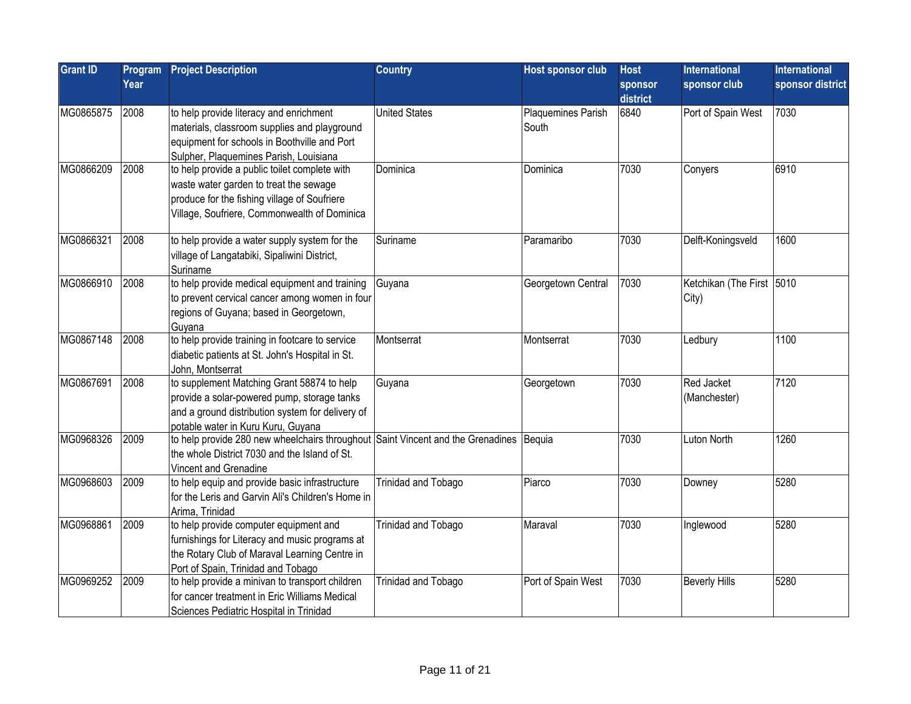| Grant ID | Program Year | Project Description | Country | Host sponsor club | Host sponsor district | International sponsor club | International sponsor district |
|---|---|---|---|---|---|---|---|
| MG0865875 | 2008 | to help provide literacy and enrichment materials, classroom supplies and playground equipment for schools in Boothville and Port Sulpher, Plaquemines Parish, Louisiana | United States | Plaquemines Parish South | 6840 | Port of Spain West | 7030 |
| MG0866209 | 2008 | to help provide a public toilet complete with waste water garden to treat the sewage produce for the fishing village of Soufriere Village, Soufriere, Commonwealth of Dominica | Dominica | Dominica | 7030 | Conyers | 6910 |
| MG0866321 | 2008 | to help provide a water supply system for the village of Langatabiki, Sipaliwini District, Suriname | Suriname | Paramaribo | 7030 | Delft-Koningsveld | 1600 |
| MG0866910 | 2008 | to help provide medical equipment and training to prevent cervical cancer among women in four regions of Guyana; based in Georgetown, Guyana | Guyana | Georgetown Central | 7030 | Ketchikan (The First City) | 5010 |
| MG0867148 | 2008 | to help provide training in footcare to service diabetic patients at St. John's Hospital in St. John, Montserrat | Montserrat | Montserrat | 7030 | Ledbury | 1100 |
| MG0867691 | 2008 | to supplement Matching Grant 58874 to help provide a solar-powered pump, storage tanks and a ground distribution system for delivery of potable water in Kuru Kuru, Guyana | Guyana | Georgetown | 7030 | Red Jacket (Manchester) | 7120 |
| MG0968326 | 2009 | to help provide 280 new wheelchairs throughout the whole District 7030 and the Island of St. Vincent and Grenadine | Saint Vincent and the Grenadines | Bequia | 7030 | Luton North | 1260 |
| MG0968603 | 2009 | to help equip and provide basic infrastructure for the Leris and Garvin Ali's Children's Home in Arima, Trinidad | Trinidad and Tobago | Piarco | 7030 | Downey | 5280 |
| MG0968861 | 2009 | to help provide computer equipment and furnishings for Literacy and music programs at the Rotary Club of Maraval Learning Centre in Port of Spain, Trinidad and Tobago | Trinidad and Tobago | Maraval | 7030 | Inglewood | 5280 |
| MG0969252 | 2009 | to help provide a minivan to transport children for cancer treatment in Eric Williams Medical Sciences Pediatric Hospital in Trinidad | Trinidad and Tobago | Port of Spain West | 7030 | Beverly Hills | 5280 |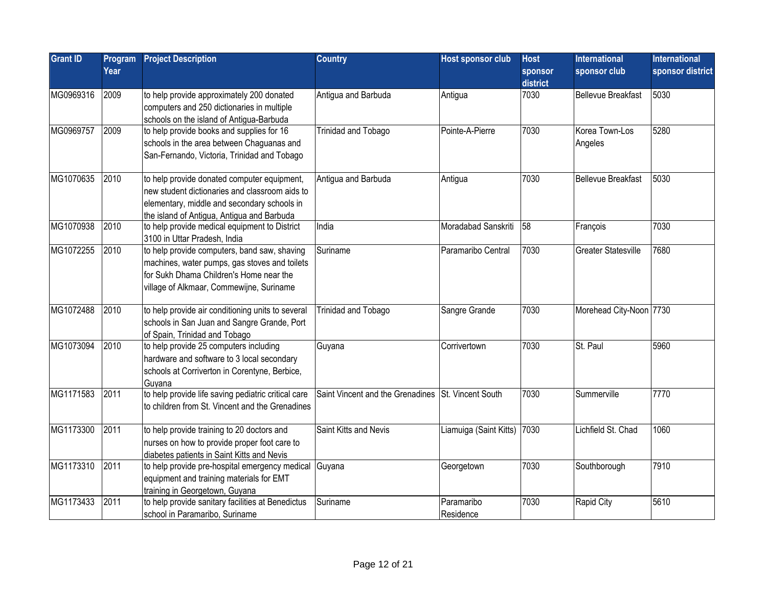| Grant ID | Program Year | Project Description | Country | Host sponsor club | Host sponsor district | International sponsor club | International sponsor district |
|---|---|---|---|---|---|---|---|
| MG0969316 | 2009 | to help provide approximately 200 donated computers and 250 dictionaries in multiple schools on the island of Antigua-Barbuda | Antigua and Barbuda | Antigua | 7030 | Bellevue Breakfast | 5030 |
| MG0969757 | 2009 | to help provide books and supplies for 16 schools in the area between Chaguanas and San-Fernando, Victoria, Trinidad and Tobago | Trinidad and Tobago | Pointe-A-Pierre | 7030 | Korea Town-Los Angeles | 5280 |
| MG1070635 | 2010 | to help provide donated computer equipment, new student dictionaries and classroom aids to elementary, middle and secondary schools in the island of Antigua, Antigua and Barbuda | Antigua and Barbuda | Antigua | 7030 | Bellevue Breakfast | 5030 |
| MG1070938 | 2010 | to help provide medical equipment to District 3100 in Uttar Pradesh, India | India | Moradabad Sanskriti | 58 | François | 7030 |
| MG1072255 | 2010 | to help provide computers, band saw, shaving machines, water pumps, gas stoves and toilets for Sukh Dhama Children's Home near the village of Alkmaar, Commewijne, Suriname | Suriname | Paramaribo Central | 7030 | Greater Statesville | 7680 |
| MG1072488 | 2010 | to help provide air conditioning units to several schools in San Juan and Sangre Grande, Port of Spain, Trinidad and Tobago | Trinidad and Tobago | Sangre Grande | 7030 | Morehead City-Noon | 7730 |
| MG1073094 | 2010 | to help provide 25 computers including hardware and software to 3 local secondary schools at Corriverton in Corentyne, Berbice, Guyana | Guyana | Corrivertown | 7030 | St. Paul | 5960 |
| MG1171583 | 2011 | to help provide life saving pediatric critical care to children from St. Vincent and the Grenadines | Saint Vincent and the Grenadines | St. Vincent South | 7030 | Summerville | 7770 |
| MG1173300 | 2011 | to help provide training to 20 doctors and nurses on how to provide proper foot care to diabetes patients in Saint Kitts and Nevis | Saint Kitts and Nevis | Liamuiga (Saint Kitts) | 7030 | Lichfield St. Chad | 1060 |
| MG1173310 | 2011 | to help provide pre-hospital emergency medical equipment and training materials for EMT training in Georgetown, Guyana | Guyana | Georgetown | 7030 | Southborough | 7910 |
| MG1173433 | 2011 | to help provide sanitary facilities at Benedictus school in Paramaribo, Suriname | Suriname | Paramaribo Residence | 7030 | Rapid City | 5610 |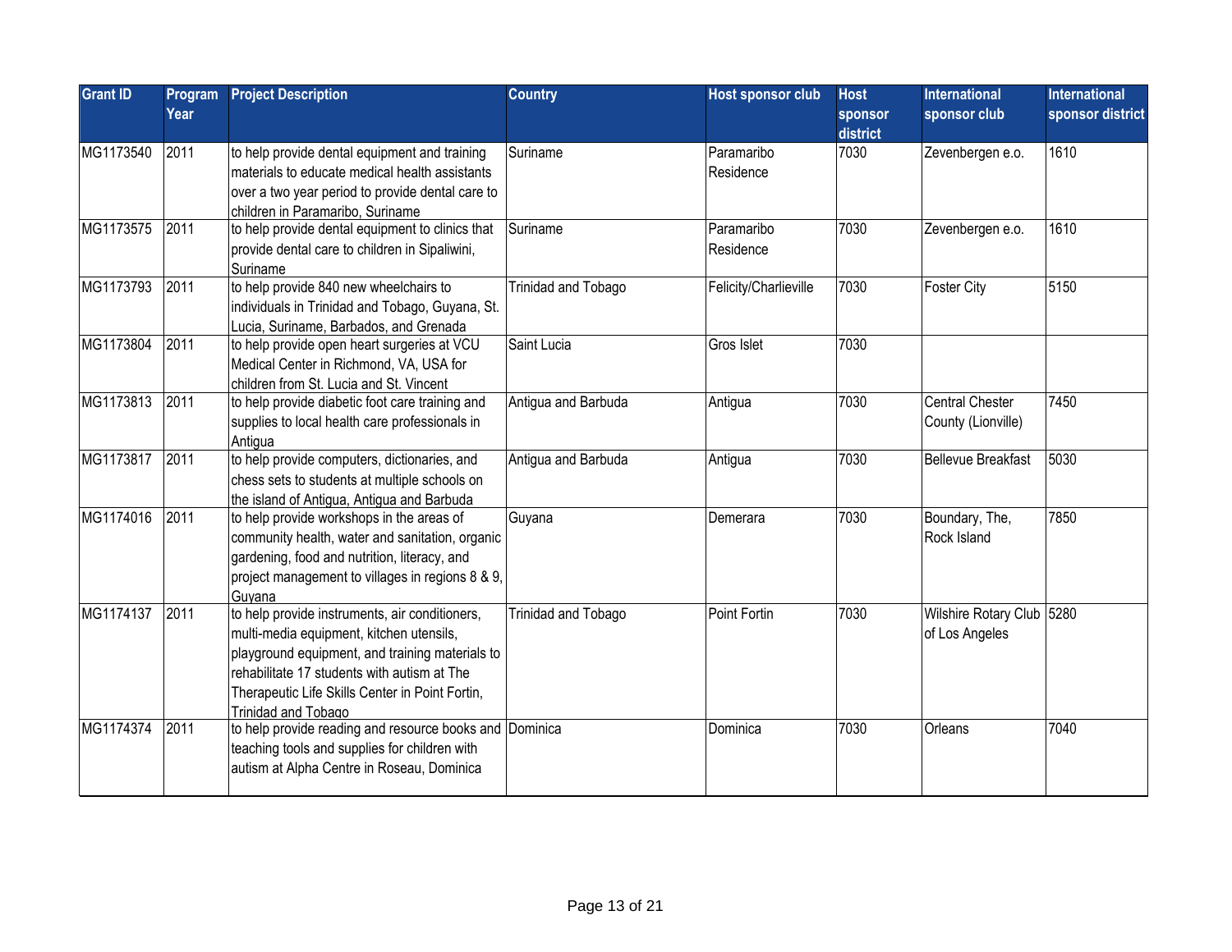| Grant ID | Program Year | Project Description | Country | Host sponsor club | Host sponsor district | International sponsor club | International sponsor district |
|---|---|---|---|---|---|---|---|
| MG1173540 | 2011 | to help provide dental equipment and training materials to educate medical health assistants over a two year period to provide dental care to children in Paramaribo, Suriname | Suriname | Paramaribo Residence | 7030 | Zevenbergen e.o. | 1610 |
| MG1173575 | 2011 | to help provide dental equipment to clinics that provide dental care to children in Sipaliwini, Suriname | Suriname | Paramaribo Residence | 7030 | Zevenbergen e.o. | 1610 |
| MG1173793 | 2011 | to help provide 840 new wheelchairs to individuals in Trinidad and Tobago, Guyana, St. Lucia, Suriname, Barbados, and Grenada | Trinidad and Tobago | Felicity/Charlieville | 7030 | Foster City | 5150 |
| MG1173804 | 2011 | to help provide open heart surgeries at VCU Medical Center in Richmond, VA, USA for children from St. Lucia and St. Vincent | Saint Lucia | Gros Islet | 7030 | | |
| MG1173813 | 2011 | to help provide diabetic foot care training and supplies to local health care professionals in Antigua | Antigua and Barbuda | Antigua | 7030 | Central Chester County (Lionville) | 7450 |
| MG1173817 | 2011 | to help provide computers, dictionaries, and chess sets to students at multiple schools on the island of Antigua, Antigua and Barbuda | Antigua and Barbuda | Antigua | 7030 | Bellevue Breakfast | 5030 |
| MG1174016 | 2011 | to help provide workshops in the areas of community health, water and sanitation, organic gardening, food and nutrition, literacy, and project management to villages in regions 8 & 9, Guyana | Guyana | Demerara | 7030 | Boundary, The, Rock Island | 7850 |
| MG1174137 | 2011 | to help provide instruments, air conditioners, multi-media equipment, kitchen utensils, playground equipment, and training materials to rehabilitate 17 students with autism at The Therapeutic Life Skills Center in Point Fortin, Trinidad and Tobago | Trinidad and Tobago | Point Fortin | 7030 | Wilshire Rotary Club of Los Angeles | 5280 |
| MG1174374 | 2011 | to help provide reading and resource books and teaching tools and supplies for children with autism at Alpha Centre in Roseau, Dominica | Dominica | Dominica | 7030 | Orleans | 7040 |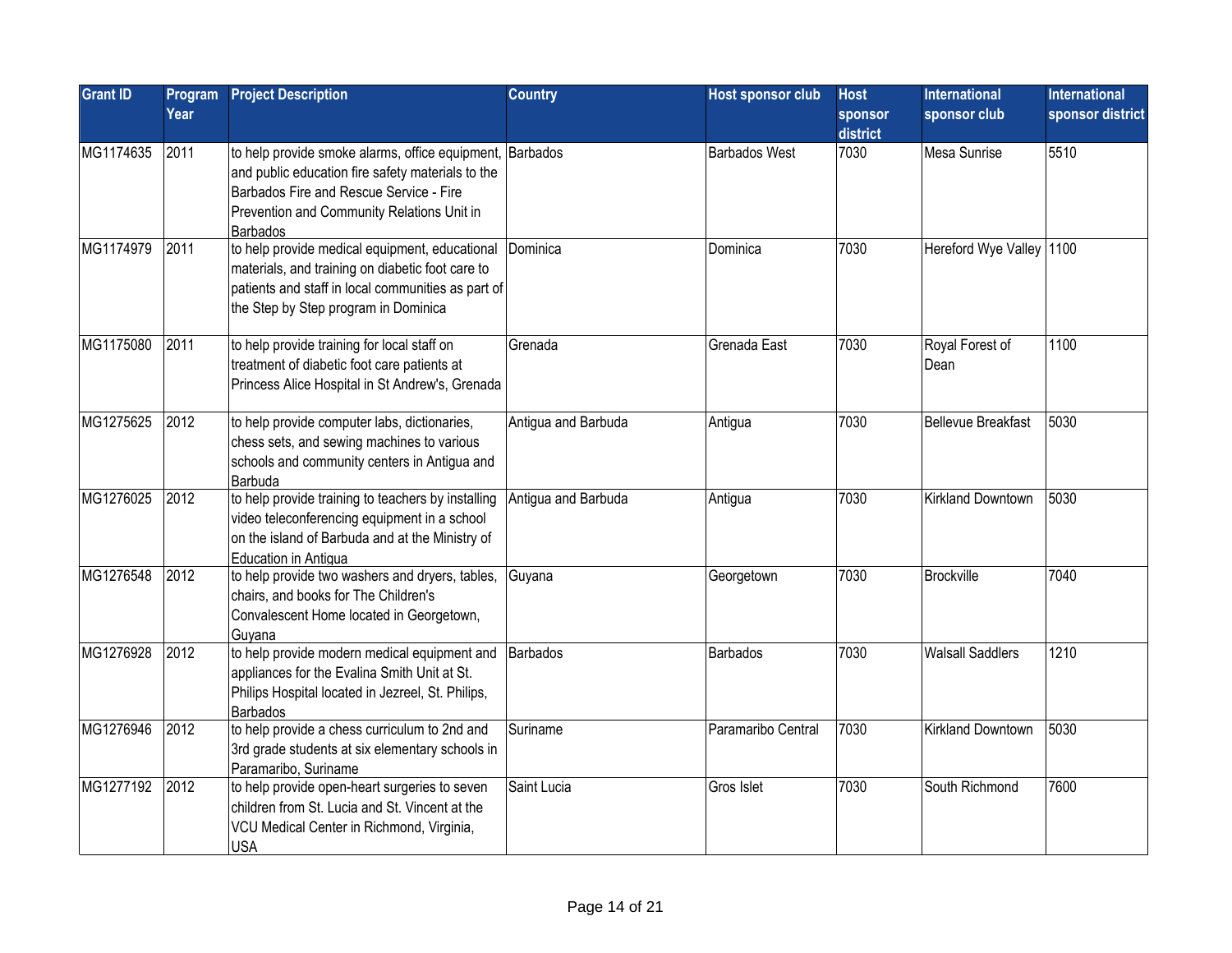| Grant ID | Program Year | Project Description | Country | Host sponsor club | Host sponsor district | International sponsor club | International sponsor district |
|---|---|---|---|---|---|---|---|
| MG1174635 | 2011 | to help provide smoke alarms, office equipment, and public education fire safety materials to the Barbados Fire and Rescue Service - Fire Prevention and Community Relations Unit in Barbados | Barbados | Barbados West | 7030 | Mesa Sunrise | 5510 |
| MG1174979 | 2011 | to help provide medical equipment, educational materials, and training on diabetic foot care to patients and staff in local communities as part of the Step by Step program in Dominica | Dominica | Dominica | 7030 | Hereford Wye Valley | 1100 |
| MG1175080 | 2011 | to help provide training for local staff on treatment of diabetic foot care patients at Princess Alice Hospital in St Andrew's, Grenada | Grenada | Grenada East | 7030 | Royal Forest of Dean | 1100 |
| MG1275625 | 2012 | to help provide computer labs, dictionaries, chess sets, and sewing machines to various schools and community centers in Antigua and Barbuda | Antigua and Barbuda | Antigua | 7030 | Bellevue Breakfast | 5030 |
| MG1276025 | 2012 | to help provide training to teachers by installing video teleconferencing equipment in a school on the island of Barbuda and at the Ministry of Education in Antigua | Antigua and Barbuda | Antigua | 7030 | Kirkland Downtown | 5030 |
| MG1276548 | 2012 | to help provide two washers and dryers, tables, chairs, and books for The Children's Convalescent Home located in Georgetown, Guyana | Guyana | Georgetown | 7030 | Brockville | 7040 |
| MG1276928 | 2012 | to help provide modern medical equipment and appliances for the Evalina Smith Unit at St. Philips Hospital located in Jezreel, St. Philips, Barbados | Barbados | Barbados | 7030 | Walsall Saddlers | 1210 |
| MG1276946 | 2012 | to help provide a chess curriculum to 2nd and 3rd grade students at six elementary schools in Paramaribo, Suriname | Suriname | Paramaribo Central | 7030 | Kirkland Downtown | 5030 |
| MG1277192 | 2012 | to help provide open-heart surgeries to seven children from St. Lucia and St. Vincent at the VCU Medical Center in Richmond, Virginia, USA | Saint Lucia | Gros Islet | 7030 | South Richmond | 7600 |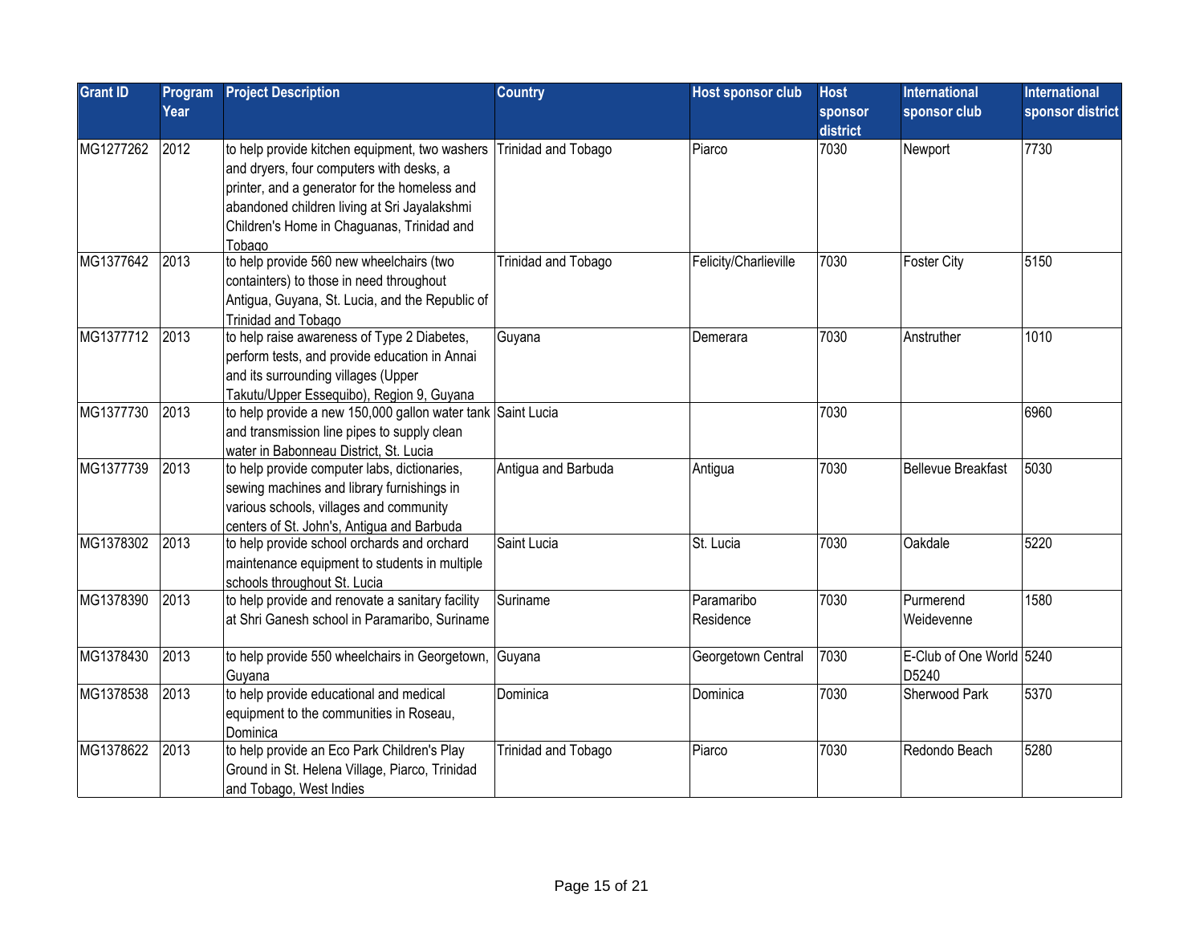| Grant ID | Program Year | Project Description | Country | Host sponsor club | Host sponsor district | International sponsor club | International sponsor district |
|---|---|---|---|---|---|---|---|
| MG1277262 | 2012 | to help provide kitchen equipment, two washers and dryers, four computers with desks, a printer, and a generator for the homeless and abandoned children living at Sri Jayalakshmi Children's Home in Chaguanas, Trinidad and Tobago | Trinidad and Tobago | Piarco | 7030 | Newport | 7730 |
| MG1377642 | 2013 | to help provide 560 new wheelchairs (two containters) to those in need throughout Antigua, Guyana, St. Lucia, and the Republic of Trinidad and Tobago | Trinidad and Tobago | Felicity/Charlieville | 7030 | Foster City | 5150 |
| MG1377712 | 2013 | to help raise awareness of Type 2 Diabetes, perform tests, and provide education in Annai and its surrounding villages (Upper Takutu/Upper Essequibo), Region 9, Guyana | Guyana | Demerara | 7030 | Anstruther | 1010 |
| MG1377730 | 2013 | to help provide a new 150,000 gallon water tank and transmission line pipes to supply clean water in Babonneau District, St. Lucia | Saint Lucia | | 7030 | | 6960 |
| MG1377739 | 2013 | to help provide computer labs, dictionaries, sewing machines and library furnishings in various schools, villages and community centers of St. John's, Antigua and Barbuda | Antigua and Barbuda | Antigua | 7030 | Bellevue Breakfast | 5030 |
| MG1378302 | 2013 | to help provide school orchards and orchard maintenance equipment to students in multiple schools throughout St. Lucia | Saint Lucia | St. Lucia | 7030 | Oakdale | 5220 |
| MG1378390 | 2013 | to help provide and renovate a sanitary facility at Shri Ganesh school in Paramaribo, Suriname | Suriname | Paramaribo Residence | 7030 | Purmerend Weidevenne | 1580 |
| MG1378430 | 2013 | to help provide 550 wheelchairs in Georgetown, Guyana | Guyana | Georgetown Central | 7030 | E-Club of One World D5240 | 5240 |
| MG1378538 | 2013 | to help provide educational and medical equipment to the communities in Roseau, Dominica | Dominica | Dominica | 7030 | Sherwood Park | 5370 |
| MG1378622 | 2013 | to help provide an Eco Park Children's Play Ground in St. Helena Village, Piarco, Trinidad and Tobago, West Indies | Trinidad and Tobago | Piarco | 7030 | Redondo Beach | 5280 |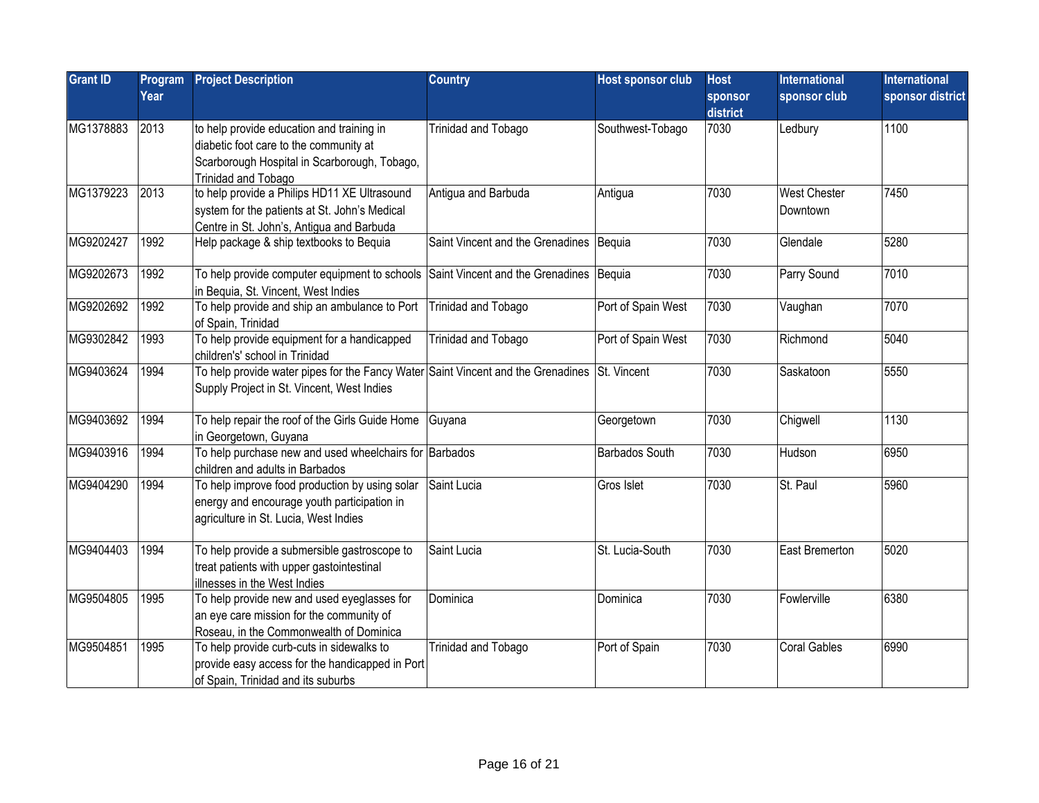| Grant ID | Program Year | Project Description | Country | Host sponsor club | Host sponsor district | International sponsor club | International sponsor district |
|---|---|---|---|---|---|---|---|
| MG1378883 | 2013 | to help provide education and training in diabetic foot care to the community at Scarborough Hospital in Scarborough, Tobago, Trinidad and Tobago | Trinidad and Tobago | Southwest-Tobago | 7030 | Ledbury | 1100 |
| MG1379223 | 2013 | to help provide a Philips HD11 XE Ultrasound system for the patients at St. John's Medical Centre in St. John's, Antigua and Barbuda | Antigua and Barbuda | Antigua | 7030 | West Chester Downtown | 7450 |
| MG9202427 | 1992 | Help package & ship textbooks to Bequia | Saint Vincent and the Grenadines | Bequia | 7030 | Glendale | 5280 |
| MG9202673 | 1992 | To help provide computer equipment to schools in Bequia, St. Vincent, West Indies | Saint Vincent and the Grenadines | Bequia | 7030 | Parry Sound | 7010 |
| MG9202692 | 1992 | To help provide and ship an ambulance to Port of Spain, Trinidad | Trinidad and Tobago | Port of Spain West | 7030 | Vaughan | 7070 |
| MG9302842 | 1993 | To help provide equipment for a handicapped children's' school in Trinidad | Trinidad and Tobago | Port of Spain West | 7030 | Richmond | 5040 |
| MG9403624 | 1994 | To help provide water pipes for the Fancy Water Supply Project in St. Vincent, West Indies | Saint Vincent and the Grenadines | St. Vincent | 7030 | Saskatoon | 5550 |
| MG9403692 | 1994 | To help repair the roof of the Girls Guide Home in Georgetown, Guyana | Guyana | Georgetown | 7030 | Chigwell | 1130 |
| MG9403916 | 1994 | To help purchase new and used wheelchairs for children and adults in Barbados | Barbados | Barbados South | 7030 | Hudson | 6950 |
| MG9404290 | 1994 | To help improve food production by using solar energy and encourage youth participation in agriculture in St. Lucia, West Indies | Saint Lucia | Gros Islet | 7030 | St. Paul | 5960 |
| MG9404403 | 1994 | To help provide a submersible gastroscope to treat patients with upper gastointestinal illnesses in the West Indies | Saint Lucia | St. Lucia-South | 7030 | East Bremerton | 5020 |
| MG9504805 | 1995 | To help provide new and used eyeglasses for an eye care mission for the community of Roseau, in the Commonwealth of Dominica | Dominica | Dominica | 7030 | Fowlerville | 6380 |
| MG9504851 | 1995 | To help provide curb-cuts in sidewalks to provide easy access for the handicapped in Port of Spain, Trinidad and its suburbs | Trinidad and Tobago | Port of Spain | 7030 | Coral Gables | 6990 |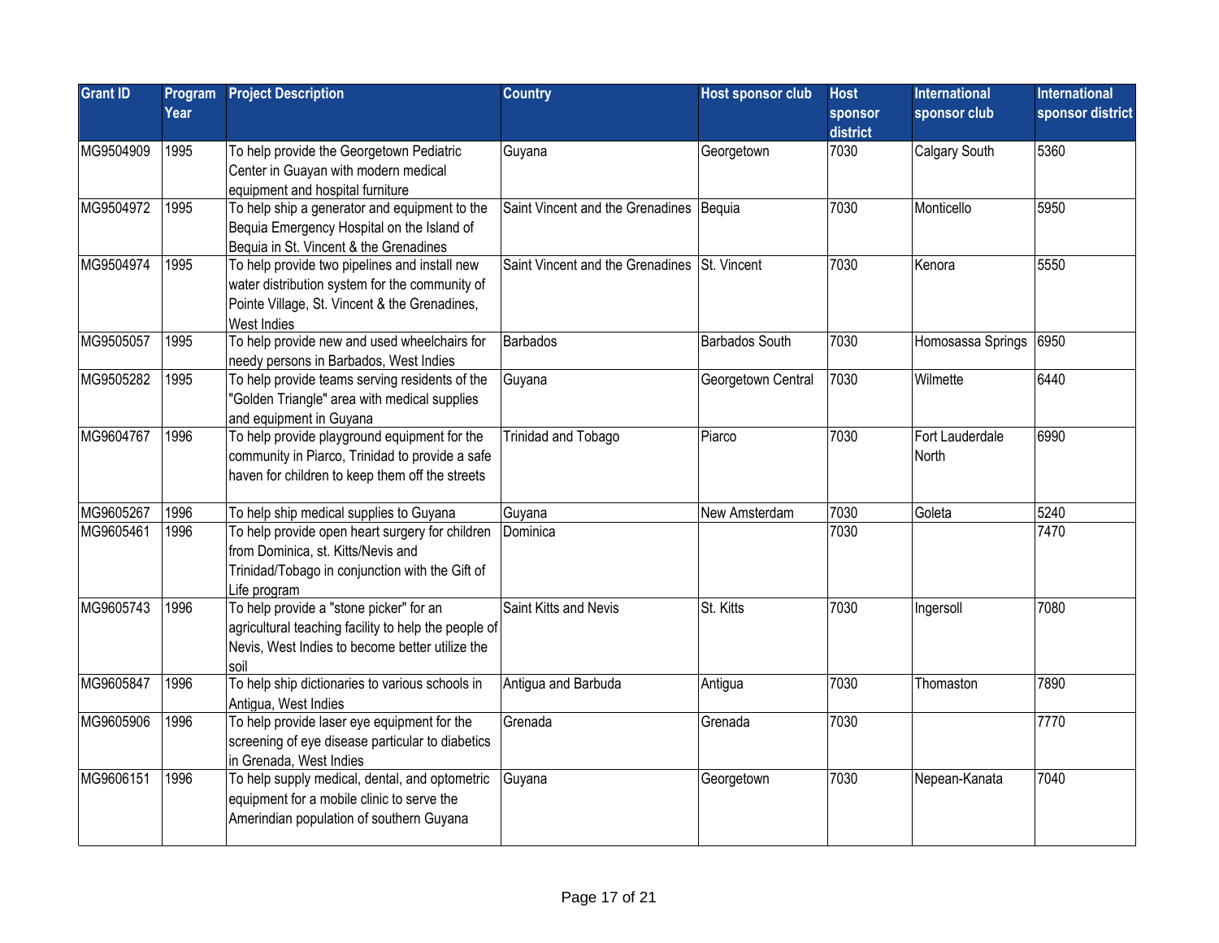| Grant ID | Program Year | Project Description | Country | Host sponsor club | Host sponsor district | International sponsor club | International sponsor district |
|---|---|---|---|---|---|---|---|
| MG9504909 | 1995 | To help provide the Georgetown Pediatric Center in Guayan with modern medical equipment and hospital furniture | Guyana | Georgetown | 7030 | Calgary South | 5360 |
| MG9504972 | 1995 | To help ship a generator and equipment to the Bequia Emergency Hospital on the Island of Bequia in St. Vincent & the Grenadines | Saint Vincent and the Grenadines | Bequia | 7030 | Monticello | 5950 |
| MG9504974 | 1995 | To help provide two pipelines and install new water distribution system for the community of Pointe Village, St. Vincent & the Grenadines, West Indies | Saint Vincent and the Grenadines | St. Vincent | 7030 | Kenora | 5550 |
| MG9505057 | 1995 | To help provide new and used wheelchairs for needy persons in Barbados, West Indies | Barbados | Barbados South | 7030 | Homosassa Springs | 6950 |
| MG9505282 | 1995 | To help provide teams serving residents of the "Golden Triangle" area with medical supplies and equipment in Guyana | Guyana | Georgetown Central | 7030 | Wilmette | 6440 |
| MG9604767 | 1996 | To help provide playground equipment for the community in Piarco, Trinidad to provide a safe haven for children to keep them off the streets | Trinidad and Tobago | Piarco | 7030 | Fort Lauderdale North | 6990 |
| MG9605267 | 1996 | To help ship medical supplies to Guyana | Guyana | New Amsterdam | 7030 | Goleta | 5240 |
| MG9605461 | 1996 | To help provide open heart surgery for children from Dominica, st. Kitts/Nevis and Trinidad/Tobago in conjunction with the Gift of Life program | Dominica | | 7030 | | 7470 |
| MG9605743 | 1996 | To help provide a "stone picker" for an agricultural teaching facility to help the people of Nevis, West Indies to become better utilize the soil | Saint Kitts and Nevis | St. Kitts | 7030 | Ingersoll | 7080 |
| MG9605847 | 1996 | To help ship dictionaries to various schools in Antigua, West Indies | Antigua and Barbuda | Antigua | 7030 | Thomaston | 7890 |
| MG9605906 | 1996 | To help provide laser eye equipment for the screening of eye disease particular to diabetics in Grenada, West Indies | Grenada | Grenada | 7030 | | 7770 |
| MG9606151 | 1996 | To help supply medical, dental, and optometric equipment for a mobile clinic to serve the Amerindian population of southern Guyana | Guyana | Georgetown | 7030 | Nepean-Kanata | 7040 |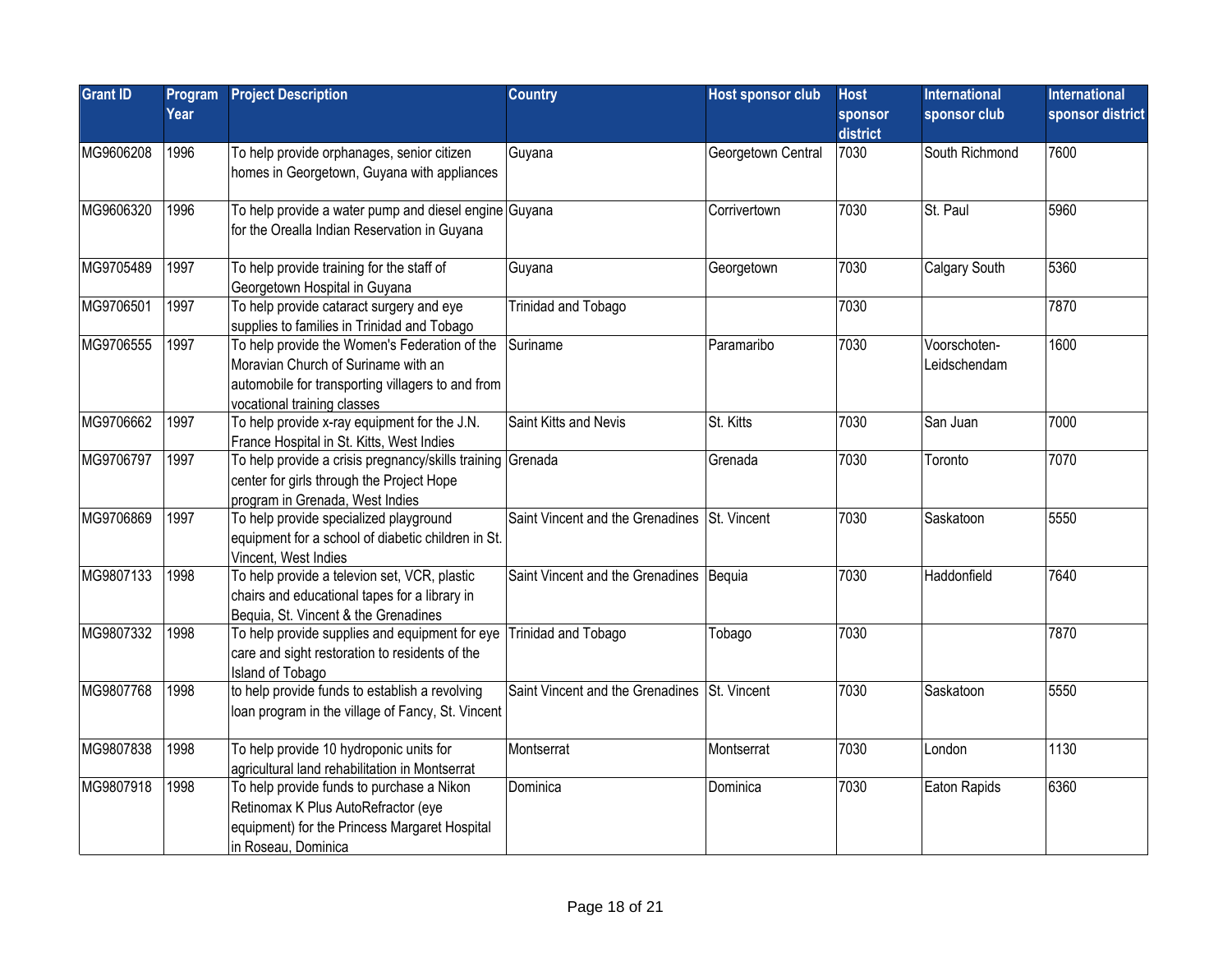| Grant ID | Program Year | Project Description | Country | Host sponsor club | Host sponsor district | International sponsor club | International sponsor district |
|---|---|---|---|---|---|---|---|
| MG9606208 | 1996 | To help provide orphanages, senior citizen homes in Georgetown, Guyana with appliances | Guyana | Georgetown Central | 7030 | South Richmond | 7600 |
| MG9606320 | 1996 | To help provide a water pump and diesel engine for the Orealla Indian Reservation in Guyana | Guyana | Corrivertown | 7030 | St. Paul | 5960 |
| MG9705489 | 1997 | To help provide training for the staff of Georgetown Hospital in Guyana | Guyana | Georgetown | 7030 | Calgary South | 5360 |
| MG9706501 | 1997 | To help provide cataract surgery and eye supplies to families in Trinidad and Tobago | Trinidad and Tobago | | 7030 | | 7870 |
| MG9706555 | 1997 | To help provide the Women's Federation of the Moravian Church of Suriname with an automobile for transporting villagers to and from vocational training classes | Suriname | Paramaribo | 7030 | Voorschoten-Leidschendam | 1600 |
| MG9706662 | 1997 | To help provide x-ray equipment for the J.N. France Hospital in St. Kitts, West Indies | Saint Kitts and Nevis | St. Kitts | 7030 | San Juan | 7000 |
| MG9706797 | 1997 | To help provide a crisis pregnancy/skills training center for girls through the Project Hope program in Grenada, West Indies | Grenada | Grenada | 7030 | Toronto | 7070 |
| MG9706869 | 1997 | To help provide specialized playground equipment for a school of diabetic children in St. Vincent, West Indies | Saint Vincent and the Grenadines | St. Vincent | 7030 | Saskatoon | 5550 |
| MG9807133 | 1998 | To help provide a televion set, VCR, plastic chairs and educational tapes for a library in Bequia, St. Vincent & the Grenadines | Saint Vincent and the Grenadines | Bequia | 7030 | Haddonfield | 7640 |
| MG9807332 | 1998 | To help provide supplies and equipment for eye care and sight restoration to residents of the Island of Tobago | Trinidad and Tobago | Tobago | 7030 | | 7870 |
| MG9807768 | 1998 | to help provide funds to establish a revolving loan program in the village of Fancy, St. Vincent | Saint Vincent and the Grenadines | St. Vincent | 7030 | Saskatoon | 5550 |
| MG9807838 | 1998 | To help provide 10 hydroponic units for agricultural land rehabilitation in Montserrat | Montserrat | Montserrat | 7030 | London | 1130 |
| MG9807918 | 1998 | To help provide funds to purchase a Nikon Retinomax K Plus AutoRefractor (eye equipment) for the Princess Margaret Hospital in Roseau, Dominica | Dominica | Dominica | 7030 | Eaton Rapids | 6360 |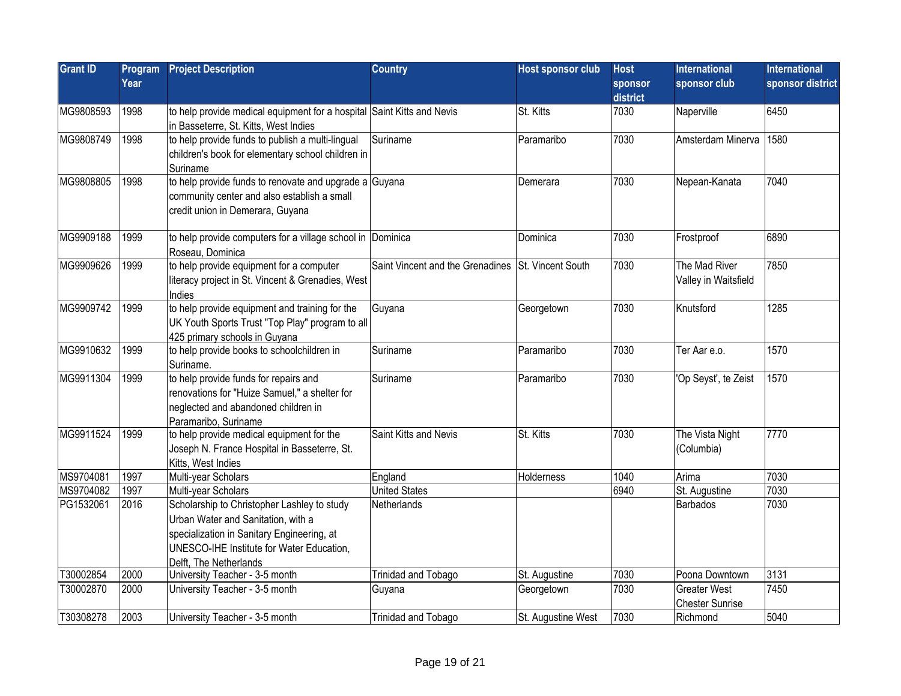| Grant ID | Program Year | Project Description | Country | Host sponsor club | Host sponsor district | International sponsor club | International sponsor district |
|---|---|---|---|---|---|---|---|
| MG9808593 | 1998 | to help provide medical equipment for a hospital in Basseterre, St. Kitts, West Indies | Saint Kitts and Nevis | St. Kitts | 7030 | Naperville | 6450 |
| MG9808749 | 1998 | to help provide funds to publish a multi-lingual children's book for elementary school children in Suriname | Suriname | Paramaribo | 7030 | Amsterdam Minerva | 1580 |
| MG9808805 | 1998 | to help provide funds to renovate and upgrade a community center and also establish a small credit union in Demerara, Guyana | Guyana | Demerara | 7030 | Nepean-Kanata | 7040 |
| MG9909188 | 1999 | to help provide computers for a village school in Roseau, Dominica | Dominica | Dominica | 7030 | Frostproof | 6890 |
| MG9909626 | 1999 | to help provide equipment for a computer literacy project in St. Vincent & Grenadies, West Indies | Saint Vincent and the Grenadines | St. Vincent South | 7030 | The Mad River Valley in Waitsfield | 7850 |
| MG9909742 | 1999 | to help provide equipment and training for the UK Youth Sports Trust "Top Play" program to all 425 primary schools in Guyana | Guyana | Georgetown | 7030 | Knutsford | 1285 |
| MG9910632 | 1999 | to help provide books to schoolchildren in Suriname. | Suriname | Paramaribo | 7030 | Ter Aar e.o. | 1570 |
| MG9911304 | 1999 | to help provide funds for repairs and renovations for "Huize Samuel," a shelter for neglected and abandoned children in Paramaribo, Suriname | Suriname | Paramaribo | 7030 | 'Op Seyst', te Zeist | 1570 |
| MG9911524 | 1999 | to help provide medical equipment for the Joseph N. France Hospital in Basseterre, St. Kitts, West Indies | Saint Kitts and Nevis | St. Kitts | 7030 | The Vista Night (Columbia) | 7770 |
| MS9704081 | 1997 | Multi-year Scholars | England | Holderness | 1040 | Arima | 7030 |
| MS9704082 | 1997 | Multi-year Scholars | United States | | 6940 | St. Augustine | 7030 |
| PG1532061 | 2016 | Scholarship to Christopher Lashley to study Urban Water and Sanitation, with a specialization in Sanitary Engineering, at UNESCO-IHE Institute for Water Education, Delft, The Netherlands | Netherlands | | | Barbados | 7030 |
| T30002854 | 2000 | University Teacher - 3-5 month | Trinidad and Tobago | St. Augustine | 7030 | Poona Downtown | 3131 |
| T30002870 | 2000 | University Teacher - 3-5 month | Guyana | Georgetown | 7030 | Greater West Chester Sunrise | 7450 |
| T30308278 | 2003 | University Teacher - 3-5 month | Trinidad and Tobago | St. Augustine West | 7030 | Richmond | 5040 |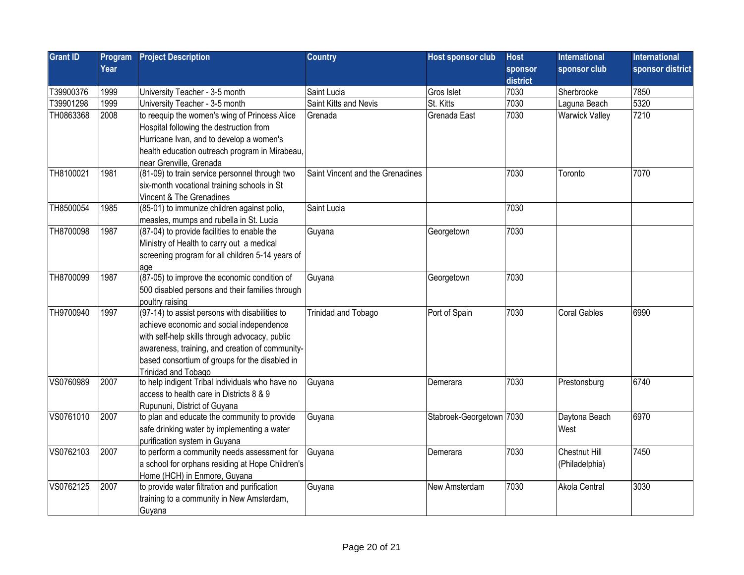| Grant ID | Program Year | Project Description | Country | Host sponsor club | Host sponsor district | International sponsor club | International sponsor district |
|---|---|---|---|---|---|---|---|
| T39900376 | 1999 | University Teacher - 3-5 month | Saint Lucia | Gros Islet | 7030 | Sherbrooke | 7850 |
| T39901298 | 1999 | University Teacher - 3-5 month | Saint Kitts and Nevis | St. Kitts | 7030 | Laguna Beach | 5320 |
| TH0863368 | 2008 | to reequip the women's wing of Princess Alice Hospital following the destruction from Hurricane Ivan, and to develop a women's health education outreach program in Mirabeau, near Grenville, Grenada | Grenada | Grenada East | 7030 | Warwick Valley | 7210 |
| TH8100021 | 1981 | (81-09) to train service personnel through two six-month vocational training schools in St Vincent & The Grenadines | Saint Vincent and the Grenadines | | 7030 | Toronto | 7070 |
| TH8500054 | 1985 | (85-01) to immunize children against polio, measles, mumps and rubella in St. Lucia | Saint Lucia | | 7030 | | |
| TH8700098 | 1987 | (87-04) to provide facilities to enable the Ministry of Health to carry out a medical screening program for all children 5-14 years of age | Guyana | Georgetown | 7030 | | |
| TH8700099 | 1987 | (87-05) to improve the economic condition of 500 disabled persons and their families through poultry raising | Guyana | Georgetown | 7030 | | |
| TH9700940 | 1997 | (97-14) to assist persons with disabilities to achieve economic and social independence with self-help skills through advocacy, public awareness, training, and creation of community-based consortium of groups for the disabled in Trinidad and Tobago | Trinidad and Tobago | Port of Spain | 7030 | Coral Gables | 6990 |
| VS0760989 | 2007 | to help indigent Tribal individuals who have no access to health care in Districts 8 & 9 Rupununi, District of Guyana | Guyana | Demerara | 7030 | Prestonsburg | 6740 |
| VS0761010 | 2007 | to plan and educate the community to provide safe drinking water by implementing a water purification system in Guyana | Guyana | Stabroek-Georgetown | 7030 | Daytona Beach West | 6970 |
| VS0762103 | 2007 | to perform a community needs assessment for a school for orphans residing at Hope Children's Home (HCH) in Enmore, Guyana | Guyana | Demerara | 7030 | Chestnut Hill (Philadelphia) | 7450 |
| VS0762125 | 2007 | to provide water filtration and purification training to a community in New Amsterdam, Guyana | Guyana | New Amsterdam | 7030 | Akola Central | 3030 |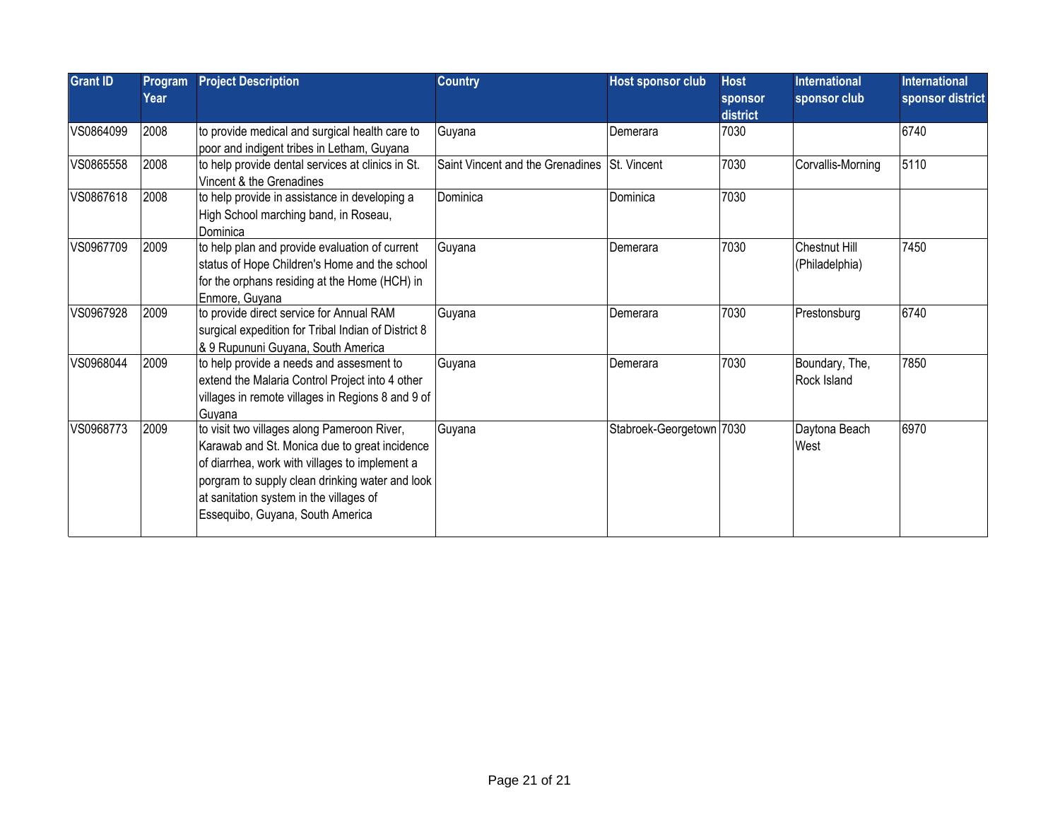| Grant ID | Program Year | Project Description | Country | Host sponsor club | Host sponsor district | International sponsor club | International sponsor district |
|---|---|---|---|---|---|---|---|
| VS0864099 | 2008 | to provide medical and surgical health care to poor and indigent tribes in Letham, Guyana | Guyana | Demerara | 7030 | | 6740 |
| VS0865558 | 2008 | to help provide dental services at clinics in St. Vincent & the Grenadines | Saint Vincent and the Grenadines | St. Vincent | 7030 | Corvallis-Morning | 5110 |
| VS0867618 | 2008 | to help provide in assistance in developing a High School marching band, in Roseau, Dominica | Dominica | Dominica | 7030 | | |
| VS0967709 | 2009 | to help plan and provide evaluation of current status of Hope Children's Home and the school for the orphans residing at the Home (HCH) in Enmore, Guyana | Guyana | Demerara | 7030 | Chestnut Hill (Philadelphia) | 7450 |
| VS0967928 | 2009 | to provide direct service for Annual RAM surgical expedition for Tribal Indian of District 8 & 9 Rupununi Guyana, South America | Guyana | Demerara | 7030 | Prestonsburg | 6740 |
| VS0968044 | 2009 | to help provide a needs and assesment to extend the Malaria Control Project into 4 other villages in remote villages in Regions 8 and 9 of Guyana | Guyana | Demerara | 7030 | Boundary, The, Rock Island | 7850 |
| VS0968773 | 2009 | to visit two villages along Pameroon River, Karawab and St. Monica due to great incidence of diarrhea, work with villages to implement a porgram to supply clean drinking water and look at sanitation system in the villages of Essequibo, Guyana, South America | Guyana | Stabroek-Georgetown | 7030 | Daytona Beach West | 6970 |